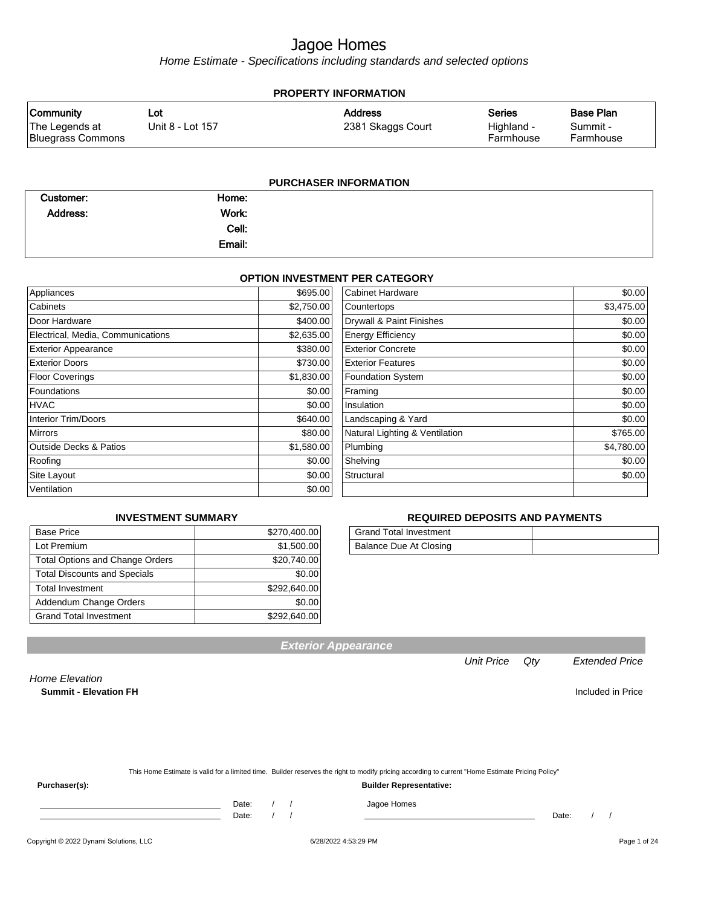# Jagoe Homes

*Home Estimate - Specifications including standards and selected options*

## PROPERTY INFORMATION

| Community | Lot | Address | Series | Base Plan |
|---|---|---|---|---|
| The Legends at Bluegrass Commons | Unit 8 - Lot 157 | 2381 Skaggs Court | Highland - Farmhouse | Summit - Farmhouse |

## PURCHASER INFORMATION

| | | | |
|---|---|---|---|
| Customer: | | Home: | |
| Address: | | Work: | |
| | | Cell: | |
| | | Email: | |

## OPTION INVESTMENT PER CATEGORY

| Category | Amount | Category | Amount |
|---|---|---|---|
| Appliances | $695.00 | Cabinet Hardware | $0.00 |
| Cabinets | $2,750.00 | Countertops | $3,475.00 |
| Door Hardware | $400.00 | Drywall & Paint Finishes | $0.00 |
| Electrical, Media, Communications | $2,635.00 | Energy Efficiency | $0.00 |
| Exterior Appearance | $380.00 | Exterior Concrete | $0.00 |
| Exterior Doors | $730.00 | Exterior Features | $0.00 |
| Floor Coverings | $1,830.00 | Foundation System | $0.00 |
| Foundations | $0.00 | Framing | $0.00 |
| HVAC | $0.00 | Insulation | $0.00 |
| Interior Trim/Doors | $640.00 | Landscaping & Yard | $0.00 |
| Mirrors | $80.00 | Natural Lighting & Ventilation | $765.00 |
| Outside Decks & Patios | $1,580.00 | Plumbing | $4,780.00 |
| Roofing | $0.00 | Shelving | $0.00 |
| Site Layout | $0.00 | Structural | $0.00 |
| Ventilation | $0.00 | | |

## INVESTMENT SUMMARY

| | |
|---|---|
| Base Price | $270,400.00 |
| Lot Premium | $1,500.00 |
| Total Options and Change Orders | $20,740.00 |
| Total Discounts and Specials | $0.00 |
| Total Investment | $292,640.00 |
| Addendum Change Orders | $0.00 |
| Grand Total Investment | $292,640.00 |

## REQUIRED DEPOSITS AND PAYMENTS

| | |
|---|---|
| Grand Total Investment | |
| Balance Due At Closing | |

## *Exterior Appearance*

| | *Unit Price* | *Qty* | *Extended Price* |
|---|---|---|---|
| *Home Elevation* | | | |
| **Summit - Elevation FH** | | | Included in Price |

This Home Estimate is valid for a limited time. Builder reserves the right to modify pricing according to current "Home Estimate Pricing Policy"

**Purchaser(s):**

Date: / /

Date: / /

**Builder Representative:**

Jagoe Homes

Date: / /

Copyright © 2022 Dynami Solutions, LLC — 6/28/2022 4:53:29 PM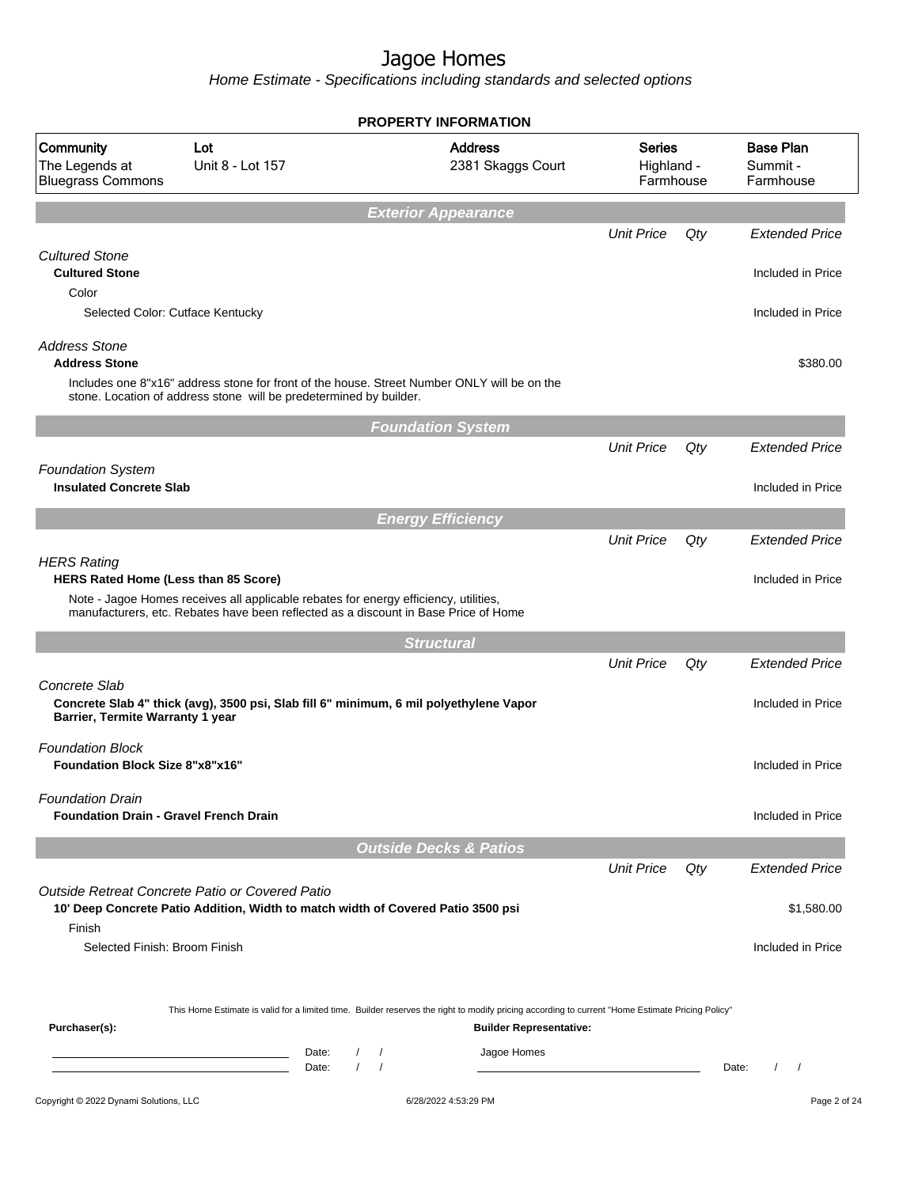# Jagoe Homes

*Home Estimate - Specifications including standards and selected options*

## PROPERTY INFORMATION

| Community | Lot | Address | Series | Base Plan |
|---|---|---|---|---|
| The Legends at Bluegrass Commons | Unit 8 - Lot 157 | 2381 Skaggs Court | Highland - Farmhouse | Summit - Farmhouse |

## *Exterior Appearance*

| | Unit Price | Qty | Extended Price |
|---|---|---|---|
| *Cultured Stone* | | | |
| **Cultured Stone** | | | Included in Price |
| Color | | | |
| Selected Color: Cutface Kentucky | | | Included in Price |
| *Address Stone* | | | |
| **Address Stone** | | | $380.00 |
| Includes one 8"x16" address stone for front of the house. Street Number ONLY will be on the stone. Location of address stone will be predetermined by builder. | | | |

## *Foundation System*

| | Unit Price | Qty | Extended Price |
|---|---|---|---|
| *Foundation System* | | | |
| **Insulated Concrete Slab** | | | Included in Price |

## *Energy Efficiency*

| | Unit Price | Qty | Extended Price |
|---|---|---|---|
| *HERS Rating* | | | |
| **HERS Rated Home (Less than 85 Score)** | | | Included in Price |
| Note - Jagoe Homes receives all applicable rebates for energy efficiency, utilities, manufacturers, etc. Rebates have been reflected as a discount in Base Price of Home | | | |

## *Structural*

| | Unit Price | Qty | Extended Price |
|---|---|---|---|
| *Concrete Slab* | | | |
| **Concrete Slab 4" thick (avg), 3500 psi, Slab fill 6" minimum, 6 mil polyethylene Vapor Barrier, Termite Warranty 1 year** | | | Included in Price |
| *Foundation Block* | | | |
| **Foundation Block Size 8"x8"x16"** | | | Included in Price |
| *Foundation Drain* | | | |
| **Foundation Drain - Gravel French Drain** | | | Included in Price |

## *Outside Decks & Patios*

| | Unit Price | Qty | Extended Price |
|---|---|---|---|
| *Outside Retreat Concrete Patio or Covered Patio* | | | |
| **10' Deep Concrete Patio Addition, Width to match width of Covered Patio 3500 psi** | | | $1,580.00 |
| Finish | | | |
| Selected Finish: Broom Finish | | | Included in Price |

This Home Estimate is valid for a limited time. Builder reserves the right to modify pricing according to current "Home Estimate Pricing Policy"

**Purchaser(s):** ______________________ Date: / / 
______________________ Date: / /

**Builder Representative:** Jagoe Homes ______________________ Date: / /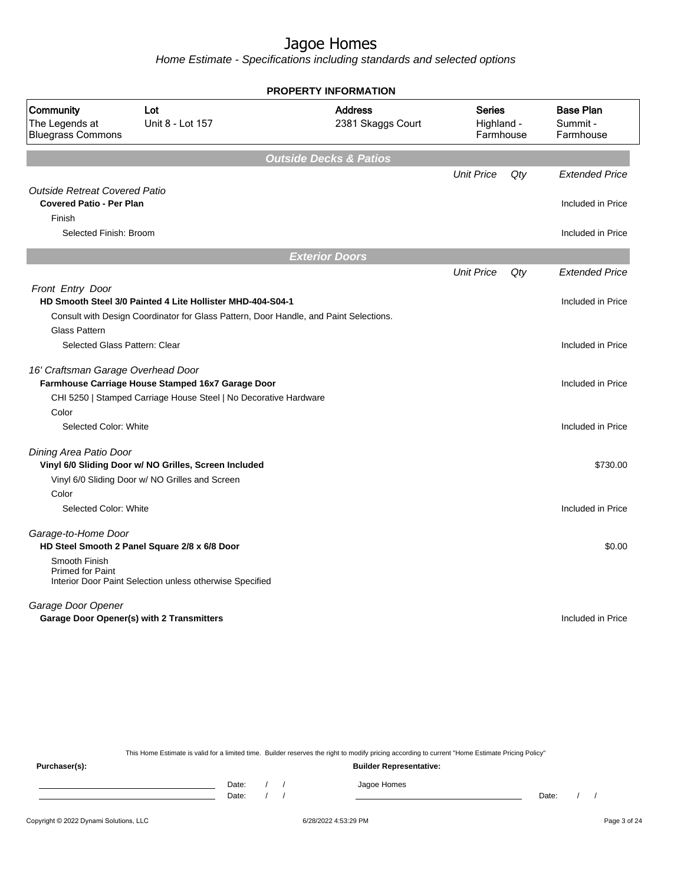# Jagoe Homes

*Home Estimate - Specifications including standards and selected options*

**PROPERTY INFORMATION**

| Community | Lot | Address | Series | Base Plan |
|---|---|---|---|---|
| The Legends at Bluegrass Commons | Unit 8 - Lot 157 | 2381 Skaggs Court | Highland - Farmhouse | Summit - Farmhouse |

## Outside Decks & Patios

| | Unit Price | Qty | Extended Price |
|---|---|---|---|
| *Outside Retreat Covered Patio* | | | |
| **Covered Patio - Per Plan** | | | Included in Price |
| Finish | | | |
| Selected Finish: Broom | | | Included in Price |

## Exterior Doors

| | Unit Price | Qty | Extended Price |
|---|---|---|---|
| *Front Entry Door* | | | |
| **HD Smooth Steel 3/0 Painted 4 Lite Hollister MHD-404-S04-1** | | | Included in Price |
| Consult with Design Coordinator for Glass Pattern, Door Handle, and Paint Selections. | | | |
| Glass Pattern | | | |
| Selected Glass Pattern: Clear | | | Included in Price |
| *16' Craftsman Garage Overhead Door* | | | |
| **Farmhouse Carriage House Stamped 16x7 Garage Door** | | | Included in Price |
| CHI 5250 \| Stamped Carriage House Steel \| No Decorative Hardware | | | |
| Color | | | |
| Selected Color: White | | | Included in Price |
| *Dining Area Patio Door* | | | |
| **Vinyl 6/0 Sliding Door w/ NO Grilles, Screen Included** | | | $730.00 |
| Vinyl 6/0 Sliding Door w/ NO Grilles and Screen | | | |
| Color | | | |
| Selected Color: White | | | Included in Price |
| *Garage-to-Home Door* | | | |
| **HD Steel Smooth 2 Panel Square 2/8 x 6/8 Door** | | | $0.00 |
| Smooth Finish<br>Primed for Paint<br>Interior Door Paint Selection unless otherwise Specified | | | |
| *Garage Door Opener* | | | |
| **Garage Door Opener(s) with 2 Transmitters** | | | Included in Price |

This Home Estimate is valid for a limited time. Builder reserves the right to modify pricing according to current "Home Estimate Pricing Policy"

**Purchaser(s):** **Builder Representative:**

Date: / /
Date: / /

Jagoe Homes

Date: / /

Copyright © 2022 Dynami Solutions, LLC 6/28/2022 4:53:29 PM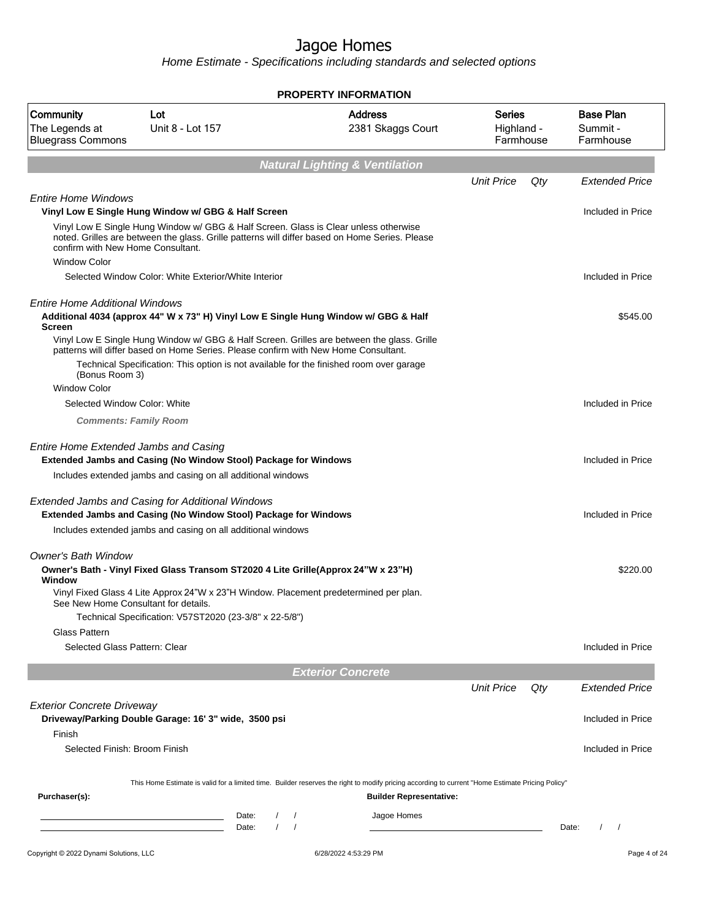# Jagoe Homes

*Home Estimate - Specifications including standards and selected options*

**PROPERTY INFORMATION**

| Community | Lot | Address | Series | Base Plan |
|---|---|---|---|---|
| The Legends at Bluegrass Commons | Unit 8 - Lot 157 | 2381 Skaggs Court | Highland - Farmhouse | Summit - Farmhouse |

## Natural Lighting & Ventilation

| | Unit Price | Qty | Extended Price |
|---|---|---|---|
| *Entire Home Windows* | | | |
| **Vinyl Low E Single Hung Window w/ GBG & Half Screen** | | | Included in Price |
| Vinyl Low E Single Hung Window w/ GBG & Half Screen. Glass is Clear unless otherwise noted. Grilles are between the glass. Grille patterns will differ based on Home Series. Please confirm with New Home Consultant. | | | |
| Window Color | | | |
| Selected Window Color: White Exterior/White Interior | | | Included in Price |
| *Entire Home Additional Windows* | | | |
| **Additional 4034 (approx 44" W x 73" H) Vinyl Low E Single Hung Window w/ GBG & Half Screen** | | | $545.00 |
| Vinyl Low E Single Hung Window w/ GBG & Half Screen. Grilles are between the glass. Grille patterns will differ based on Home Series. Please confirm with New Home Consultant. | | | |
| Technical Specification: This option is not available for the finished room over garage (Bonus Room 3) | | | |
| Window Color | | | |
| Selected Window Color: White | | | Included in Price |
| ***Comments: Family Room*** | | | |
| *Entire Home Extended Jambs and Casing* | | | |
| **Extended Jambs and Casing (No Window Stool) Package for Windows** | | | Included in Price |
| Includes extended jambs and casing on all additional windows | | | |
| *Extended Jambs and Casing for Additional Windows* | | | |
| **Extended Jambs and Casing (No Window Stool) Package for Windows** | | | Included in Price |
| Includes extended jambs and casing on all additional windows | | | |
| *Owner's Bath Window* | | | |
| **Owner's Bath - Vinyl Fixed Glass Transom ST2020 4 Lite Grille(Approx 24"W x 23"H) Window** | | | $220.00 |
| Vinyl Fixed Glass 4 Lite Approx 24"W x 23"H Window. Placement predetermined per plan. See New Home Consultant for details. | | | |
| Technical Specification: V57ST2020 (23-3/8" x 22-5/8") | | | |
| Glass Pattern | | | |
| Selected Glass Pattern: Clear | | | Included in Price |

## Exterior Concrete

| | Unit Price | Qty | Extended Price |
|---|---|---|---|
| *Exterior Concrete Driveway* | | | |
| **Driveway/Parking Double Garage: 16' 3" wide, 3500 psi** | | | Included in Price |
| Finish | | | |
| Selected Finish: Broom Finish | | | Included in Price |

This Home Estimate is valid for a limited time. Builder reserves the right to modify pricing according to current "Home Estimate Pricing Policy"

**Purchaser(s):** Date: / / Date: / /

**Builder Representative:** Jagoe Homes Date: / /

Copyright © 2022 Dynami Solutions, LLC 6/28/2022 4:53:29 PM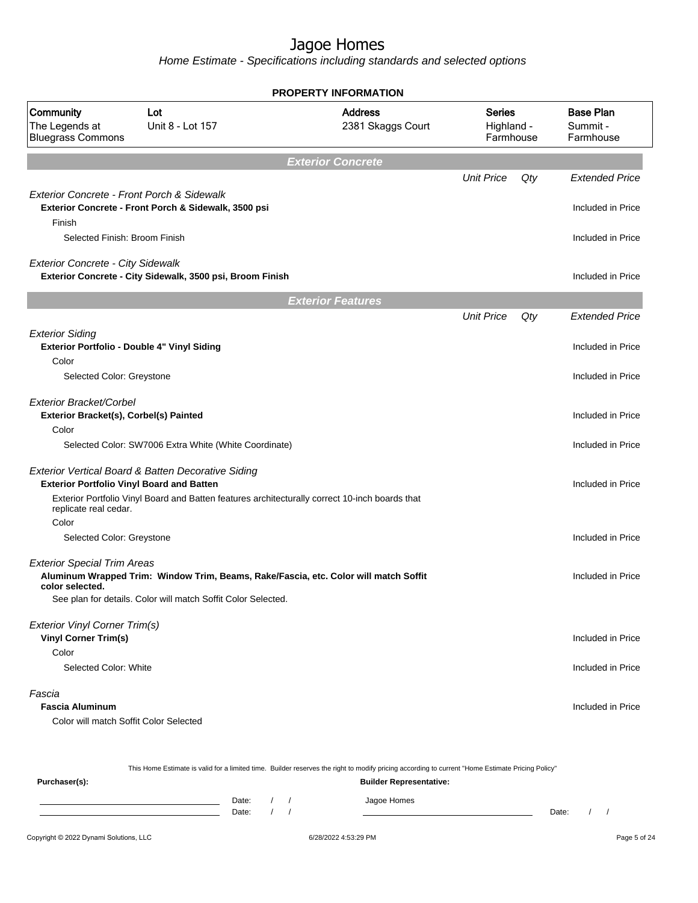# Jagoe Homes

*Home Estimate - Specifications including standards and selected options*

## PROPERTY INFORMATION

| Community | Lot | Address | Series | Base Plan |
|---|---|---|---|---|
| The Legends at Bluegrass Commons | Unit 8 - Lot 157 | 2381 Skaggs Court | Highland - Farmhouse | Summit - Farmhouse |

## Exterior Concrete

| | Unit Price | Qty | Extended Price |
|---|---|---|---|
| *Exterior Concrete - Front Porch & Sidewalk* | | | |
| **Exterior Concrete - Front Porch & Sidewalk, 3500 psi** | | | Included in Price |
| Finish | | | |
| Selected Finish: Broom Finish | | | Included in Price |
| *Exterior Concrete - City Sidewalk* | | | |
| **Exterior Concrete - City Sidewalk, 3500 psi, Broom Finish** | | | Included in Price |

## Exterior Features

| | Unit Price | Qty | Extended Price |
|---|---|---|---|
| *Exterior Siding* | | | |
| **Exterior Portfolio - Double 4" Vinyl Siding** | | | Included in Price |
| Color | | | |
| Selected Color: Greystone | | | Included in Price |
| *Exterior Bracket/Corbel* | | | |
| **Exterior Bracket(s), Corbel(s) Painted** | | | Included in Price |
| Color | | | |
| Selected Color: SW7006 Extra White (White Coordinate) | | | Included in Price |
| *Exterior Vertical Board & Batten Decorative Siding* | | | |
| **Exterior Portfolio Vinyl Board and Batten** | | | Included in Price |
| Exterior Portfolio Vinyl Board and Batten features architecturally correct 10-inch boards that replicate real cedar. | | | |
| Color | | | |
| Selected Color: Greystone | | | Included in Price |
| *Exterior Special Trim Areas* | | | |
| **Aluminum Wrapped Trim: Window Trim, Beams, Rake/Fascia, etc. Color will match Soffit color selected.** | | | Included in Price |
| See plan for details. Color will match Soffit Color Selected. | | | |
| *Exterior Vinyl Corner Trim(s)* | | | |
| **Vinyl Corner Trim(s)** | | | Included in Price |
| Color | | | |
| Selected Color: White | | | Included in Price |
| *Fascia* | | | |
| **Fascia Aluminum** | | | Included in Price |
| Color will match Soffit Color Selected | | | |

This Home Estimate is valid for a limited time. Builder reserves the right to modify pricing according to current "Home Estimate Pricing Policy"

**Purchaser(s):** Date: / / Date: / /

**Builder Representative:** Jagoe Homes Date: / /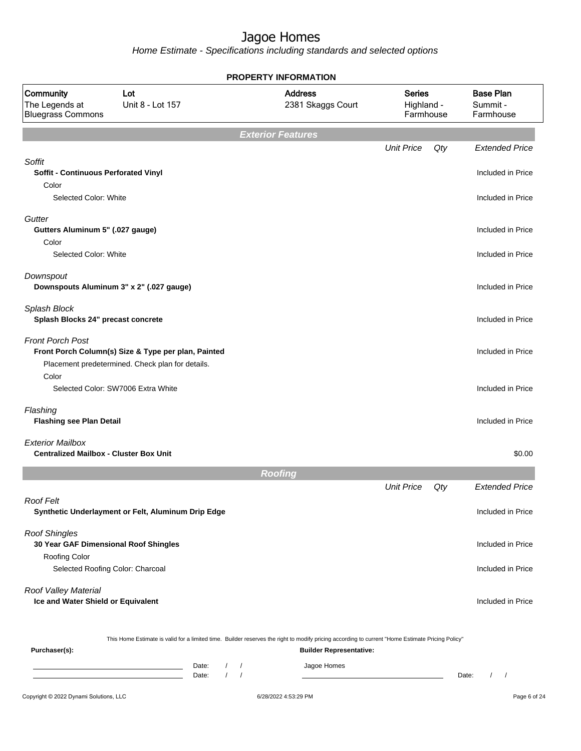# Jagoe Homes

*Home Estimate - Specifications including standards and selected options*

## PROPERTY INFORMATION

| Community | Lot | Address | Series | Base Plan |
|---|---|---|---|---|
| The Legends at Bluegrass Commons | Unit 8 - Lot 157 | 2381 Skaggs Court | Highland - Farmhouse | Summit - Farmhouse |

## Exterior Features

| | Unit Price | Qty | Extended Price |
|---|---|---|---|
| *Soffit* | | | |
| **Soffit - Continuous Perforated Vinyl** | | | Included in Price |
| Color | | | |
| Selected Color: White | | | Included in Price |
| *Gutter* | | | |
| **Gutters Aluminum 5" (.027 gauge)** | | | Included in Price |
| Color | | | |
| Selected Color: White | | | Included in Price |
| *Downspout* | | | |
| **Downspouts Aluminum 3" x 2" (.027 gauge)** | | | Included in Price |
| *Splash Block* | | | |
| **Splash Blocks 24" precast concrete** | | | Included in Price |
| *Front Porch Post* | | | |
| **Front Porch Column(s) Size & Type per plan, Painted** | | | Included in Price |
| Placement predetermined. Check plan for details. | | | |
| Color | | | |
| Selected Color: SW7006 Extra White | | | Included in Price |
| *Flashing* | | | |
| **Flashing see Plan Detail** | | | Included in Price |
| *Exterior Mailbox* | | | |
| **Centralized Mailbox - Cluster Box Unit** | | | $0.00 |

## Roofing

| | Unit Price | Qty | Extended Price |
|---|---|---|---|
| *Roof Felt* | | | |
| **Synthetic Underlayment or Felt, Aluminum Drip Edge** | | | Included in Price |
| *Roof Shingles* | | | |
| **30 Year GAF Dimensional Roof Shingles** | | | Included in Price |
| Roofing Color | | | |
| Selected Roofing Color: Charcoal | | | Included in Price |
| *Roof Valley Material* | | | |
| **Ice and Water Shield or Equivalent** | | | Included in Price |

This Home Estimate is valid for a limited time. Builder reserves the right to modify pricing according to current "Home Estimate Pricing Policy"

**Purchaser(s):**

Date: / /

Date: / /

**Builder Representative:**

Jagoe Homes

Date: / /

Copyright © 2022 Dynami Solutions, LLC — 6/28/2022 4:53:29 PM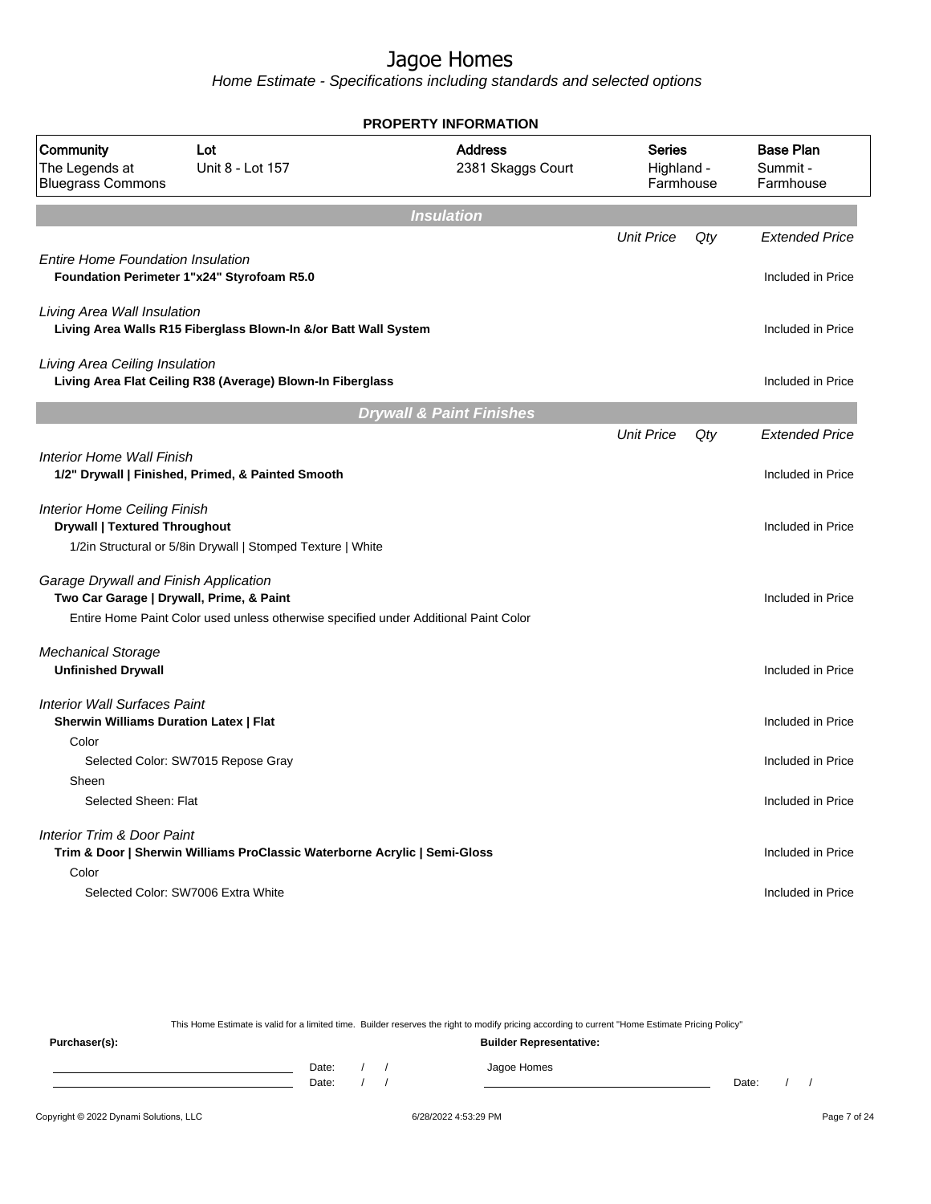# Jagoe Homes

*Home Estimate - Specifications including standards and selected options*

**PROPERTY INFORMATION**

| Community | Lot | Address | Series | Base Plan |
|---|---|---|---|---|
| The Legends at Bluegrass Commons | Unit 8 - Lot 157 | 2381 Skaggs Court | Highland - Farmhouse | Summit - Farmhouse |

## Insulation

| | Unit Price | Qty | Extended Price |
|---|---|---|---|
| *Entire Home Foundation Insulation* | | | |
| **Foundation Perimeter 1"x24" Styrofoam R5.0** | | | Included in Price |
| *Living Area Wall Insulation* | | | |
| **Living Area Walls R15 Fiberglass Blown-In &/or Batt Wall System** | | | Included in Price |
| *Living Area Ceiling Insulation* | | | |
| **Living Area Flat Ceiling R38 (Average) Blown-In Fiberglass** | | | Included in Price |

## Drywall & Paint Finishes

| | Unit Price | Qty | Extended Price |
|---|---|---|---|
| *Interior Home Wall Finish* | | | |
| **1/2" Drywall \| Finished, Primed, & Painted Smooth** | | | Included in Price |
| *Interior Home Ceiling Finish* | | | |
| **Drywall \| Textured Throughout** | | | Included in Price |
| 1/2in Structural or 5/8in Drywall \| Stomped Texture \| White | | | |
| *Garage Drywall and Finish Application* | | | |
| **Two Car Garage \| Drywall, Prime, & Paint** | | | Included in Price |
| Entire Home Paint Color used unless otherwise specified under Additional Paint Color | | | |
| *Mechanical Storage* | | | |
| **Unfinished Drywall** | | | Included in Price |
| *Interior Wall Surfaces Paint* | | | |
| **Sherwin Williams Duration Latex \| Flat** | | | Included in Price |
| Color | | | |
| Selected Color: SW7015 Repose Gray | | | Included in Price |
| Sheen | | | |
| Selected Sheen: Flat | | | Included in Price |
| *Interior Trim & Door Paint* | | | |
| **Trim & Door \| Sherwin Williams ProClassic Waterborne Acrylic \| Semi-Gloss** | | | Included in Price |
| Color | | | |
| Selected Color: SW7006 Extra White | | | Included in Price |

This Home Estimate is valid for a limited time. Builder reserves the right to modify pricing according to current "Home Estimate Pricing Policy"

**Purchaser(s):** **Builder Representative:**

Date: / / Jagoe Homes
Date: / / Date: / /

Copyright © 2022 Dynami Solutions, LLC 6/28/2022 4:53:29 PM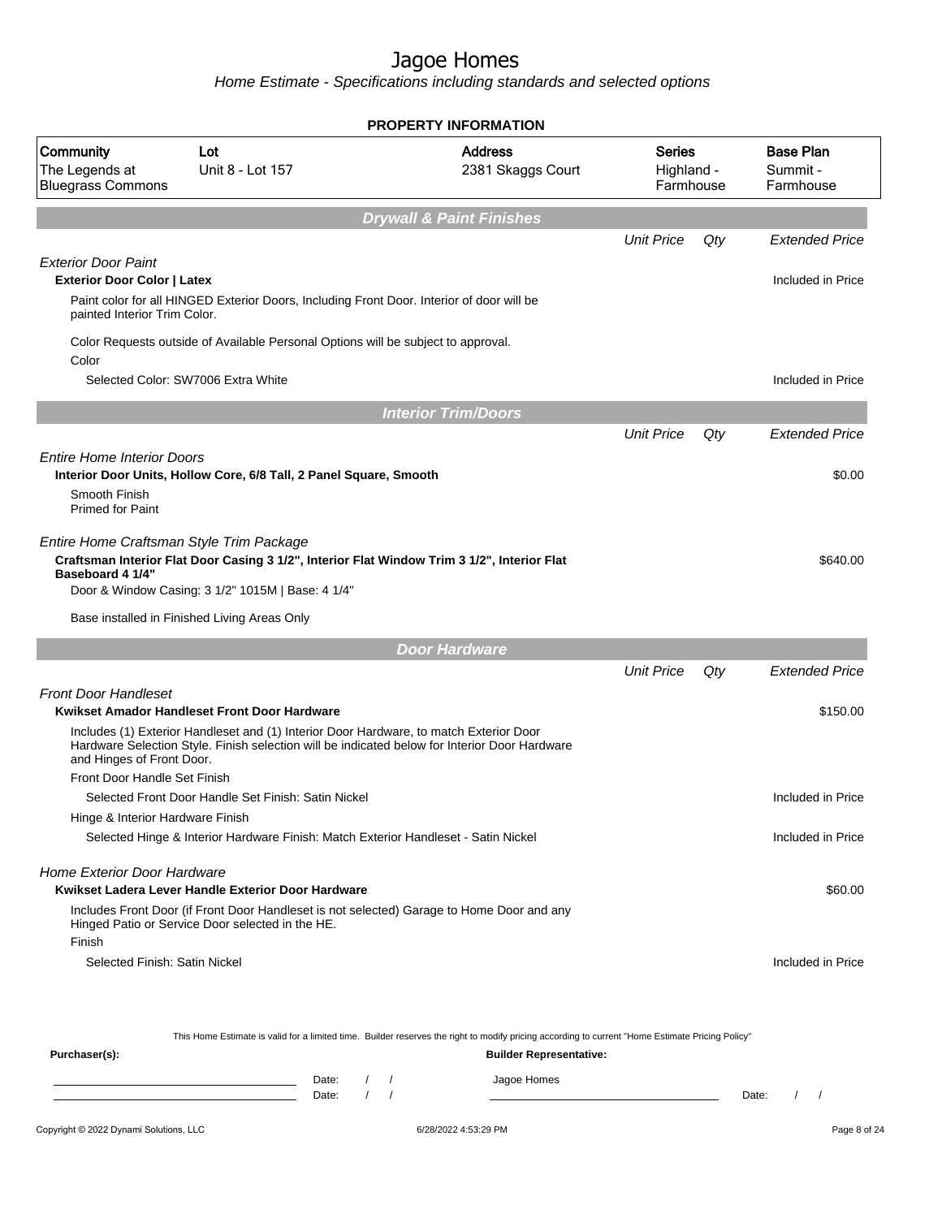# Jagoe Homes

*Home Estimate - Specifications including standards and selected options*

**PROPERTY INFORMATION**

| Community | Lot | Address | Series | Base Plan |
|---|---|---|---|---|
| The Legends at Bluegrass Commons | Unit 8 - Lot 157 | 2381 Skaggs Court | Highland - Farmhouse | Summit - Farmhouse |

## Drywall & Paint Finishes

| | Unit Price | Qty | Extended Price |
|---|---|---|---|
| *Exterior Door Paint* | | | |
| **Exterior Door Color \| Latex** | | | Included in Price |
| Paint color for all HINGED Exterior Doors, Including Front Door. Interior of door will be painted Interior Trim Color. | | | |
| Color Requests outside of Available Personal Options will be subject to approval. | | | |
| Color | | | |
| Selected Color: SW7006 Extra White | | | Included in Price |

## Interior Trim/Doors

| | Unit Price | Qty | Extended Price |
|---|---|---|---|
| *Entire Home Interior Doors* | | | |
| **Interior Door Units, Hollow Core, 6/8 Tall, 2 Panel Square, Smooth** | | | $0.00 |
| Smooth Finish<br>Primed for Paint | | | |
| *Entire Home Craftsman Style Trim Package* | | | |
| **Craftsman Interior Flat Door Casing 3 1/2", Interior Flat Window Trim 3 1/2", Interior Flat Baseboard 4 1/4"** | | | $640.00 |
| Door & Window Casing: 3 1/2" 1015M \| Base: 4 1/4" | | | |
| Base installed in Finished Living Areas Only | | | |

## Door Hardware

| | Unit Price | Qty | Extended Price |
|---|---|---|---|
| *Front Door Handleset* | | | |
| **Kwikset Amador Handleset Front Door Hardware** | | | $150.00 |
| Includes (1) Exterior Handleset and (1) Interior Door Hardware, to match Exterior Door Hardware Selection Style. Finish selection will be indicated below for Interior Door Hardware and Hinges of Front Door. | | | |
| Front Door Handle Set Finish | | | |
| Selected Front Door Handle Set Finish: Satin Nickel | | | Included in Price |
| Hinge & Interior Hardware Finish | | | |
| Selected Hinge & Interior Hardware Finish: Match Exterior Handleset - Satin Nickel | | | Included in Price |
| *Home Exterior Door Hardware* | | | |
| **Kwikset Ladera Lever Handle Exterior Door Hardware** | | | $60.00 |
| Includes Front Door (if Front Door Handleset is not selected) Garage to Home Door and any Hinged Patio or Service Door selected in the HE. | | | |
| Finish | | | |
| Selected Finish: Satin Nickel | | | Included in Price |

This Home Estimate is valid for a limited time. Builder reserves the right to modify pricing according to current "Home Estimate Pricing Policy"

**Purchaser(s):** ______________________ Date: / /
______________________ Date: / /

**Builder Representative:** Jagoe Homes
______________________ Date: / /

Copyright © 2022 Dynami Solutions, LLC — 6/28/2022 4:53:29 PM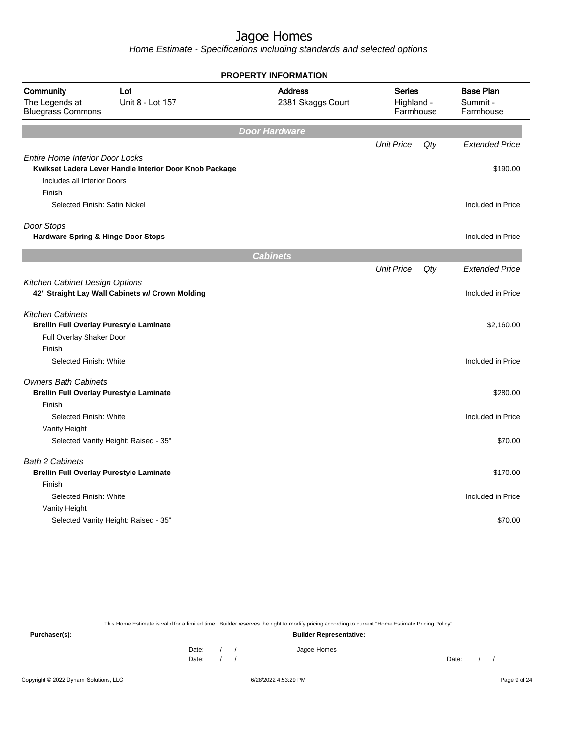# Jagoe Homes

*Home Estimate - Specifications including standards and selected options*

**PROPERTY INFORMATION**

| Community | Lot | Address | Series | Base Plan |
|---|---|---|---|---|
| The Legends at Bluegrass Commons | Unit 8 - Lot 157 | 2381 Skaggs Court | Highland - Farmhouse | Summit - Farmhouse |

## Door Hardware

| | Unit Price | Qty | Extended Price |
|---|---|---|---|
| *Entire Home Interior Door Locks* | | | |
| **Kwikset Ladera Lever Handle Interior Door Knob Package** | | | $190.00 |
| Includes all Interior Doors | | | |
| Finish | | | |
| Selected Finish: Satin Nickel | | | Included in Price |
| *Door Stops* | | | |
| **Hardware-Spring & Hinge Door Stops** | | | Included in Price |

## Cabinets

| | Unit Price | Qty | Extended Price |
|---|---|---|---|
| *Kitchen Cabinet Design Options* | | | |
| **42" Straight Lay Wall Cabinets w/ Crown Molding** | | | Included in Price |
| *Kitchen Cabinets* | | | |
| **Brellin Full Overlay Purestyle Laminate** | | | $2,160.00 |
| Full Overlay Shaker Door | | | |
| Finish | | | |
| Selected Finish: White | | | Included in Price |
| *Owners Bath Cabinets* | | | |
| **Brellin Full Overlay Purestyle Laminate** | | | $280.00 |
| Finish | | | |
| Selected Finish: White | | | Included in Price |
| Vanity Height | | | |
| Selected Vanity Height: Raised - 35" | | | $70.00 |
| *Bath 2 Cabinets* | | | |
| **Brellin Full Overlay Purestyle Laminate** | | | $170.00 |
| Finish | | | |
| Selected Finish: White | | | Included in Price |
| Vanity Height | | | |
| Selected Vanity Height: Raised - 35" | | | $70.00 |

This Home Estimate is valid for a limited time. Builder reserves the right to modify pricing according to current "Home Estimate Pricing Policy"

**Purchaser(s):** 

Date: / /

Date: / /

**Builder Representative:**

Jagoe Homes

Date: / /

Copyright © 2022 Dynami Solutions, LLC 6/28/2022 4:53:29 PM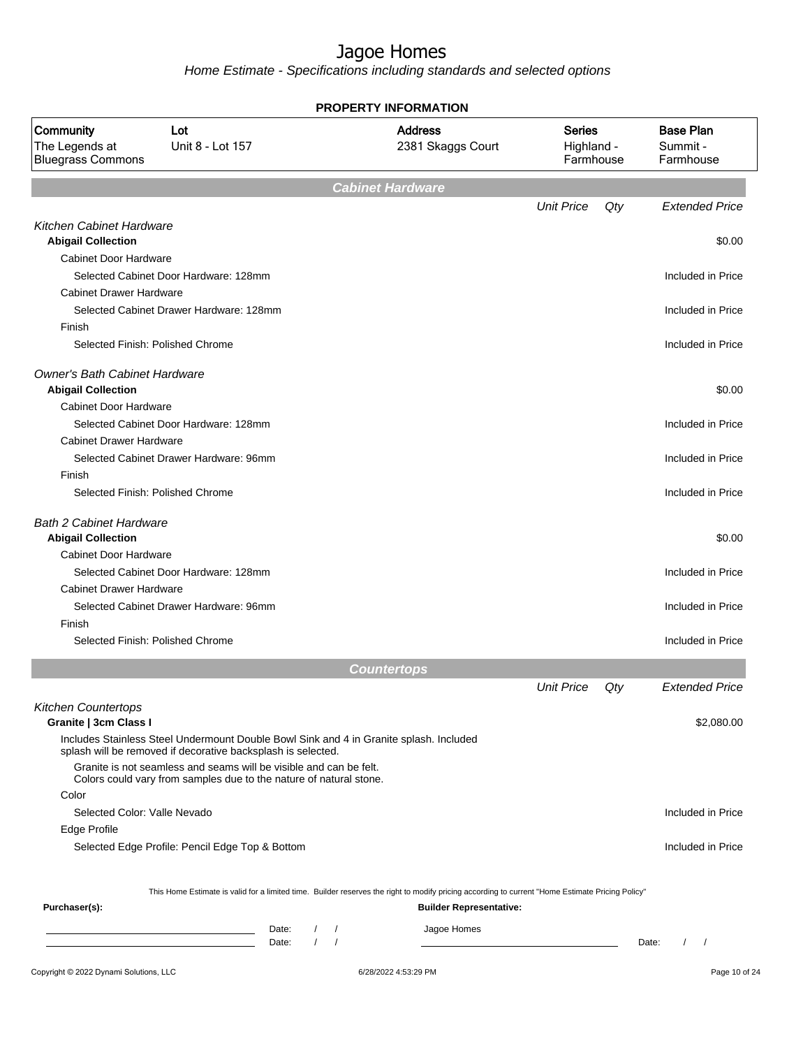# Jagoe Homes

Home Estimate - Specifications including standards and selected options

**PROPERTY INFORMATION**

| Community | Lot | Address | Series | Base Plan |
|---|---|---|---|---|
| The Legends at Bluegrass Commons | Unit 8 - Lot 157 | 2381 Skaggs Court | Highland - Farmhouse | Summit - Farmhouse |

## Cabinet Hardware

| | Unit Price | Qty | Extended Price |
|---|---|---|---|
| *Kitchen Cabinet Hardware* | | | |
| **Abigail Collection** | | | $0.00 |
| Cabinet Door Hardware | | | |
| Selected Cabinet Door Hardware: 128mm | | | Included in Price |
| Cabinet Drawer Hardware | | | |
| Selected Cabinet Drawer Hardware: 128mm | | | Included in Price |
| Finish | | | |
| Selected Finish: Polished Chrome | | | Included in Price |
| *Owner's Bath Cabinet Hardware* | | | |
| **Abigail Collection** | | | $0.00 |
| Cabinet Door Hardware | | | |
| Selected Cabinet Door Hardware: 128mm | | | Included in Price |
| Cabinet Drawer Hardware | | | |
| Selected Cabinet Drawer Hardware: 96mm | | | Included in Price |
| Finish | | | |
| Selected Finish: Polished Chrome | | | Included in Price |
| *Bath 2 Cabinet Hardware* | | | |
| **Abigail Collection** | | | $0.00 |
| Cabinet Door Hardware | | | |
| Selected Cabinet Door Hardware: 128mm | | | Included in Price |
| Cabinet Drawer Hardware | | | |
| Selected Cabinet Drawer Hardware: 96mm | | | Included in Price |
| Finish | | | |
| Selected Finish: Polished Chrome | | | Included in Price |

## Countertops

| | Unit Price | Qty | Extended Price |
|---|---|---|---|
| *Kitchen Countertops* | | | |
| **Granite \| 3cm Class I** | | | $2,080.00 |
| Includes Stainless Steel Undermount Double Bowl Sink and 4 in Granite splash. Included splash will be removed if decorative backsplash is selected. | | | |
| Granite is not seamless and seams will be visible and can be felt. Colors could vary from samples due to the nature of natural stone. | | | |
| Color | | | |
| Selected Color: Valle Nevado | | | Included in Price |
| Edge Profile | | | |
| Selected Edge Profile: Pencil Edge Top & Bottom | | | Included in Price |

This Home Estimate is valid for a limited time. Builder reserves the right to modify pricing according to current "Home Estimate Pricing Policy"

**Purchaser(s):**

Date: / /

Date: / /

**Builder Representative:**

Jagoe Homes

Date: / /

Copyright © 2022 Dynami Solutions, LLC 6/28/2022 4:53:29 PM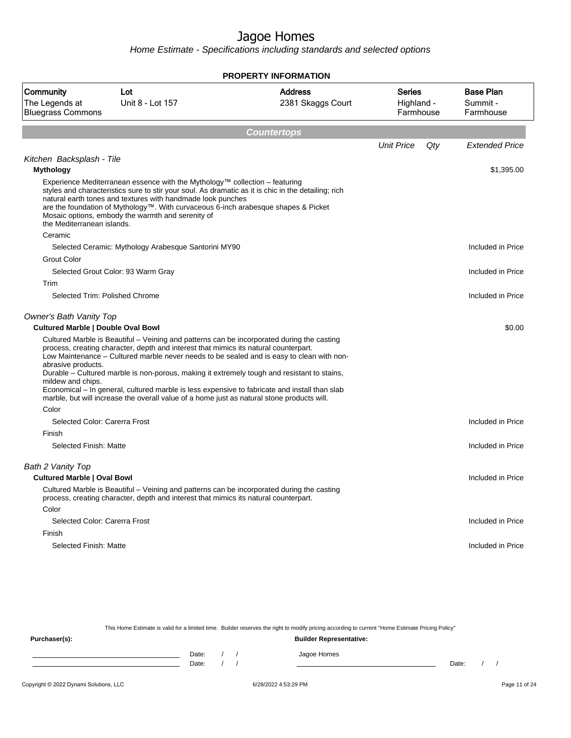# Jagoe Homes

Home Estimate - Specifications including standards and selected options

**PROPERTY INFORMATION**

| Community | Lot | Address | Series | Base Plan |
|---|---|---|---|---|
| The Legends at Bluegrass Commons | Unit 8 - Lot 157 | 2381 Skaggs Court | Highland - Farmhouse | Summit - Farmhouse |

## Countertops

| | Unit Price | Qty | Extended Price |
|---|---|---|---|
| *Kitchen Backsplash - Tile* | | | |
| **Mythology** | | | $1,395.00 |
| Experience Mediterranean essence with the Mythology™ collection – featuring styles and characteristics sure to stir your soul. As dramatic as it is chic in the detailing; rich natural earth tones and textures with handmade look punches are the foundation of Mythology™. With curvaceous 6-inch arabesque shapes & Picket Mosaic options, embody the warmth and serenity of the Mediterranean islands. | | | |
| Ceramic | | | |
| Selected Ceramic: Mythology Arabesque Santorini MY90 | | | Included in Price |
| Grout Color | | | |
| Selected Grout Color: 93 Warm Gray | | | Included in Price |
| Trim | | | |
| Selected Trim: Polished Chrome | | | Included in Price |
| *Owner's Bath Vanity Top* | | | |
| **Cultured Marble \| Double Oval Bowl** | | | $0.00 |
| Cultured Marble is Beautiful – Veining and patterns can be incorporated during the casting process, creating character, depth and interest that mimics its natural counterpart. Low Maintenance – Cultured marble never needs to be sealed and is easy to clean with non-abrasive products. Durable – Cultured marble is non-porous, making it extremely tough and resistant to stains, mildew and chips. Economical – In general, cultured marble is less expensive to fabricate and install than slab marble, but will increase the overall value of a home just as natural stone products will. | | | |
| Color | | | |
| Selected Color: Carerra Frost | | | Included in Price |
| Finish | | | |
| Selected Finish: Matte | | | Included in Price |
| *Bath 2 Vanity Top* | | | |
| **Cultured Marble \| Oval Bowl** | | | Included in Price |
| Cultured Marble is Beautiful – Veining and patterns can be incorporated during the casting process, creating character, depth and interest that mimics its natural counterpart. | | | |
| Color | | | |
| Selected Color: Carerra Frost | | | Included in Price |
| Finish | | | |
| Selected Finish: Matte | | | Included in Price |

This Home Estimate is valid for a limited time. Builder reserves the right to modify pricing according to current "Home Estimate Pricing Policy"

**Purchaser(s):** Date: / / Date: / /

**Builder Representative:** Jagoe Homes Date: / /

Copyright © 2022 Dynami Solutions, LLC 6/28/2022 4:53:29 PM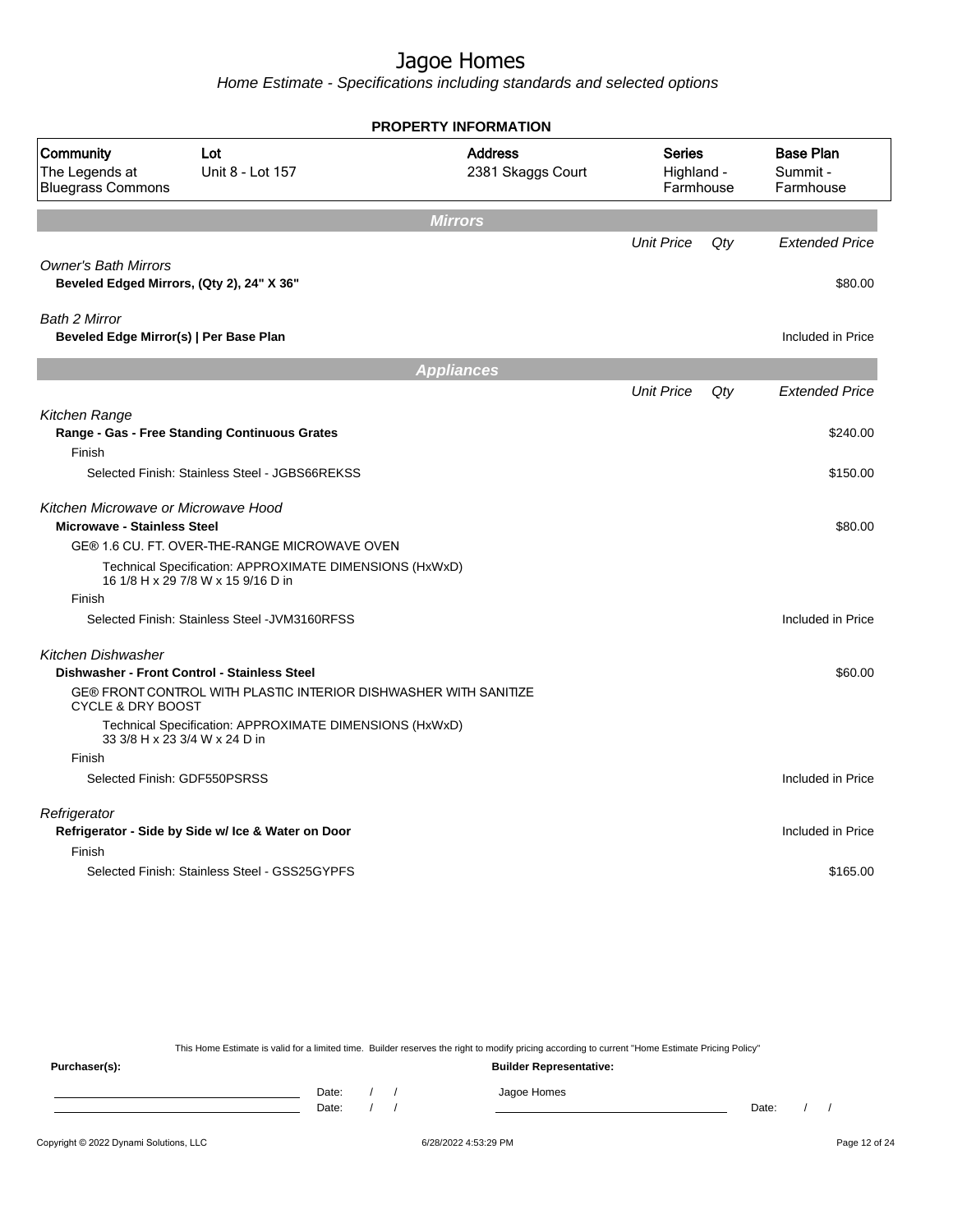# Jagoe Homes

*Home Estimate - Specifications including standards and selected options*

## PROPERTY INFORMATION

| Community | Lot | Address | Series | Base Plan |
|---|---|---|---|---|
| The Legends at Bluegrass Commons | Unit 8 - Lot 157 | 2381 Skaggs Court | Highland - Farmhouse | Summit - Farmhouse |

## Mirrors

| | Unit Price | Qty | Extended Price |
|---|---|---|---|
| *Owner's Bath Mirrors* | | | |
| **Beveled Edged Mirrors, (Qty 2), 24" X 36"** | | | $80.00 |
| *Bath 2 Mirror* | | | |
| **Beveled Edge Mirror(s) \| Per Base Plan** | | | Included in Price |

## Appliances

| | Unit Price | Qty | Extended Price |
|---|---|---|---|
| *Kitchen Range* | | | |
| **Range - Gas - Free Standing Continuous Grates** | | | $240.00 |
| Finish | | | |
| Selected Finish: Stainless Steel - JGBS66REKSS | | | $150.00 |
| *Kitchen Microwave or Microwave Hood* | | | |
| **Microwave - Stainless Steel** | | | $80.00 |
| GE® 1.6 CU. FT. OVER-THE-RANGE MICROWAVE OVEN | | | |
| Technical Specification: APPROXIMATE DIMENSIONS (HxWxD) 16 1/8 H x 29 7/8 W x 15 9/16 D in | | | |
| Finish | | | |
| Selected Finish: Stainless Steel -JVM3160RFSS | | | Included in Price |
| *Kitchen Dishwasher* | | | |
| **Dishwasher - Front Control - Stainless Steel** | | | $60.00 |
| GE® FRONT CONTROL WITH PLASTIC INTERIOR DISHWASHER WITH SANITIZE CYCLE & DRY BOOST | | | |
| Technical Specification: APPROXIMATE DIMENSIONS (HxWxD) 33 3/8 H x 23 3/4 W x 24 D in | | | |
| Finish | | | |
| Selected Finish: GDF550PSRSS | | | Included in Price |
| *Refrigerator* | | | |
| **Refrigerator - Side by Side w/ Ice & Water on Door** | | | Included in Price |
| Finish | | | |
| Selected Finish: Stainless Steel - GSS25GYPFS | | | $165.00 |

This Home Estimate is valid for a limited time. Builder reserves the right to modify pricing according to current "Home Estimate Pricing Policy"

**Purchaser(s):** **Builder Representative:**

Date: / / Jagoe Homes
Date: / / Date: / /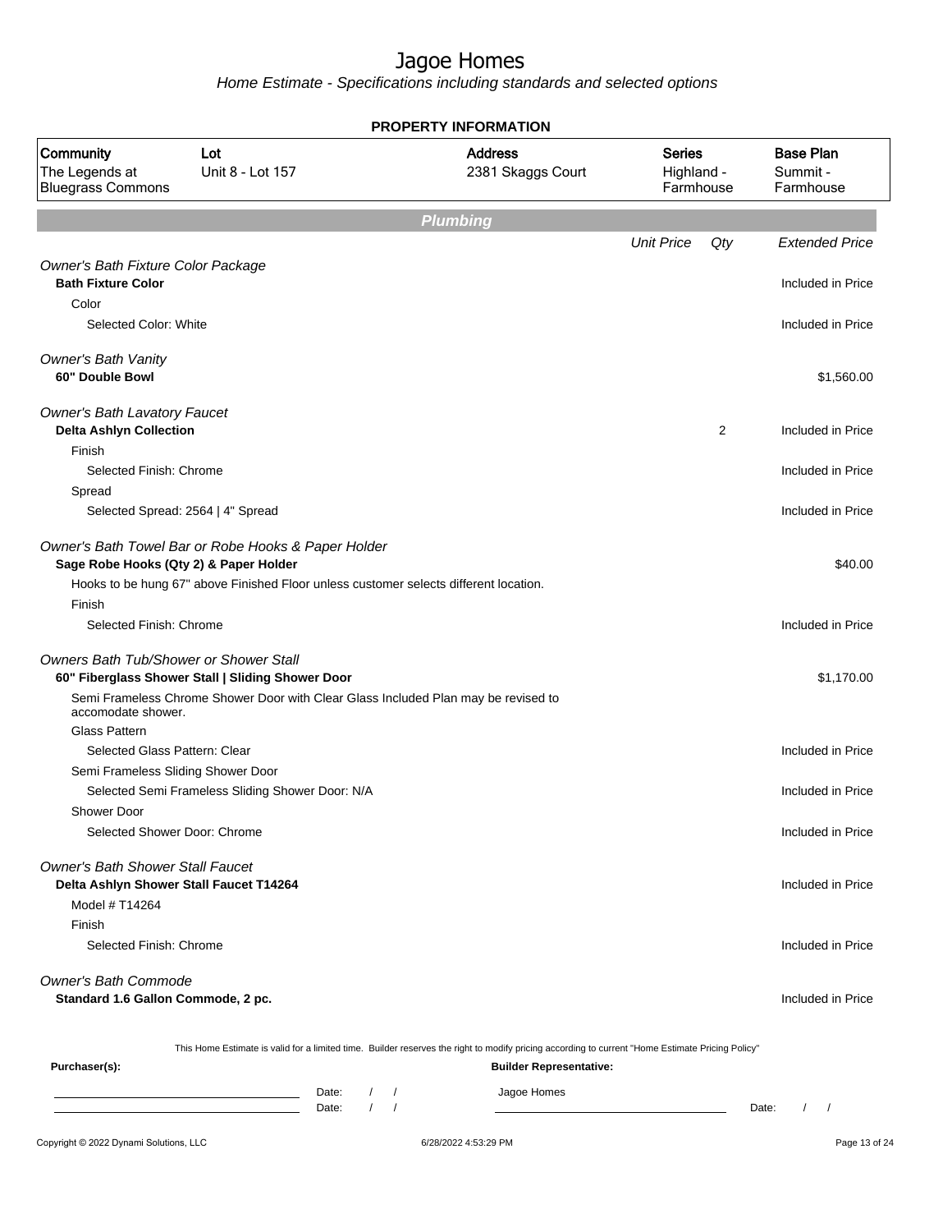# Jagoe Homes

*Home Estimate - Specifications including standards and selected options*

**PROPERTY INFORMATION**

| Community | Lot | Address | Series | Base Plan |
|---|---|---|---|---|
| The Legends at Bluegrass Commons | Unit 8 - Lot 157 | 2381 Skaggs Court | Highland - Farmhouse | Summit - Farmhouse |

## Plumbing

| | Unit Price | Qty | Extended Price |
|---|---|---|---|
| *Owner's Bath Fixture Color Package* | | | |
| **Bath Fixture Color** | | | Included in Price |
| Color | | | |
| Selected Color: White | | | Included in Price |
| *Owner's Bath Vanity* | | | |
| **60" Double Bowl** | | | $1,560.00 |
| *Owner's Bath Lavatory Faucet* | | | |
| **Delta Ashlyn Collection** | | 2 | Included in Price |
| Finish | | | |
| Selected Finish: Chrome | | | Included in Price |
| Spread | | | |
| Selected Spread: 2564 \| 4" Spread | | | Included in Price |
| *Owner's Bath Towel Bar or Robe Hooks & Paper Holder* | | | |
| **Sage Robe Hooks (Qty 2) & Paper Holder** | | | $40.00 |
| Hooks to be hung 67" above Finished Floor unless customer selects different location. | | | |
| Finish | | | |
| Selected Finish: Chrome | | | Included in Price |
| *Owners Bath Tub/Shower or Shower Stall* | | | |
| **60" Fiberglass Shower Stall \| Sliding Shower Door** | | | $1,170.00 |
| Semi Frameless Chrome Shower Door with Clear Glass Included Plan may be revised to accomodate shower. | | | |
| Glass Pattern | | | |
| Selected Glass Pattern: Clear | | | Included in Price |
| Semi Frameless Sliding Shower Door | | | |
| Selected Semi Frameless Sliding Shower Door: N/A | | | Included in Price |
| Shower Door | | | |
| Selected Shower Door: Chrome | | | Included in Price |
| *Owner's Bath Shower Stall Faucet* | | | |
| **Delta Ashlyn Shower Stall Faucet T14264** | | | Included in Price |
| Model # T14264 | | | |
| Finish | | | |
| Selected Finish: Chrome | | | Included in Price |
| *Owner's Bath Commode* | | | |
| **Standard 1.6 Gallon Commode, 2 pc.** | | | Included in Price |

This Home Estimate is valid for a limited time. Builder reserves the right to modify pricing according to current "Home Estimate Pricing Policy"

**Purchaser(s):**

Date: / /

Date: / /

**Builder Representative:**

Jagoe Homes

Date: / /

Copyright © 2022 Dynami Solutions, LLC    6/28/2022 4:53:29 PM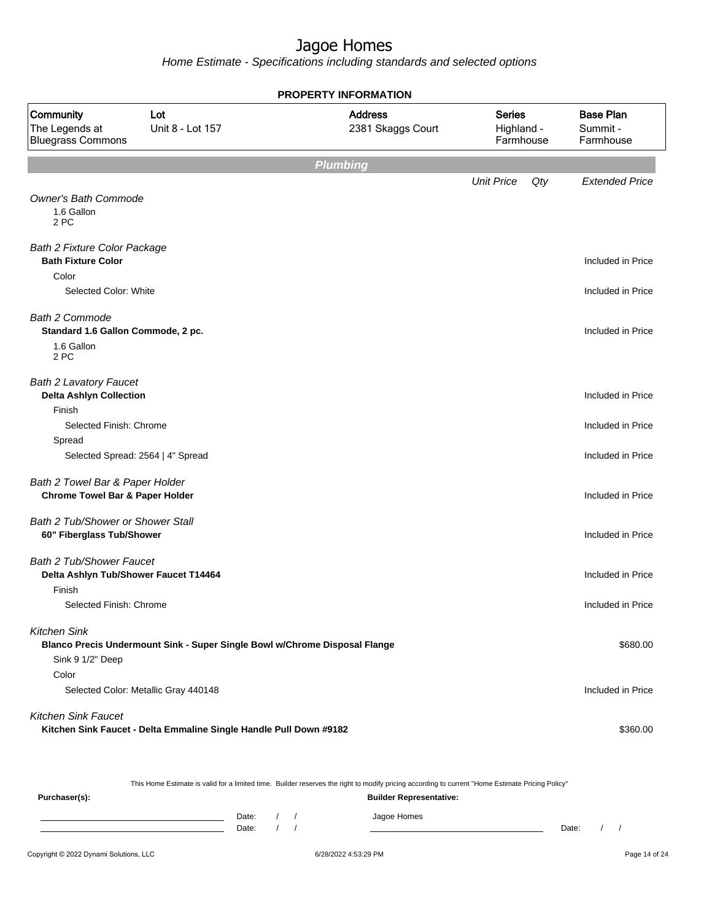# Jagoe Homes

Home Estimate - Specifications including standards and selected options

**PROPERTY INFORMATION**

| Community | Lot | Address | Series | Base Plan |
|---|---|---|---|---|
| The Legends at Bluegrass Commons | Unit 8 - Lot 157 | 2381 Skaggs Court | Highland - Farmhouse | Summit - Farmhouse |

## Plumbing

| | Unit Price | Qty | Extended Price |
|---|---|---|---|
| *Owner's Bath Commode* | | | |
| 1.6 Gallon<br>2 PC | | | |
| *Bath 2 Fixture Color Package* | | | |
| **Bath Fixture Color** | | | Included in Price |
| Color | | | |
| Selected Color: White | | | Included in Price |
| *Bath 2 Commode* | | | |
| **Standard 1.6 Gallon Commode, 2 pc.** | | | Included in Price |
| 1.6 Gallon<br>2 PC | | | |
| *Bath 2 Lavatory Faucet* | | | |
| **Delta Ashlyn Collection** | | | Included in Price |
| Finish | | | |
| Selected Finish: Chrome | | | Included in Price |
| Spread | | | |
| Selected Spread: 2564 \| 4" Spread | | | Included in Price |
| *Bath 2 Towel Bar & Paper Holder* | | | |
| **Chrome Towel Bar & Paper Holder** | | | Included in Price |
| *Bath 2 Tub/Shower or Shower Stall* | | | |
| **60" Fiberglass Tub/Shower** | | | Included in Price |
| *Bath 2 Tub/Shower Faucet* | | | |
| **Delta Ashlyn Tub/Shower Faucet T14464** | | | Included in Price |
| Finish | | | |
| Selected Finish: Chrome | | | Included in Price |
| *Kitchen Sink* | | | |
| **Blanco Precis Undermount Sink - Super Single Bowl w/Chrome Disposal Flange** | | | $680.00 |
| Sink 9 1/2" Deep | | | |
| Color | | | |
| Selected Color: Metallic Gray 440148 | | | Included in Price |
| *Kitchen Sink Faucet* | | | |
| **Kitchen Sink Faucet - Delta Emmaline Single Handle Pull Down #9182** | | | $360.00 |

This Home Estimate is valid for a limited time. Builder reserves the right to modify pricing according to current "Home Estimate Pricing Policy"

**Purchaser(s):**

Date: / /

Date: / /

**Builder Representative:**

Jagoe Homes

Date: / /

Copyright © 2022 Dynami Solutions, LLC    6/28/2022 4:53:29 PM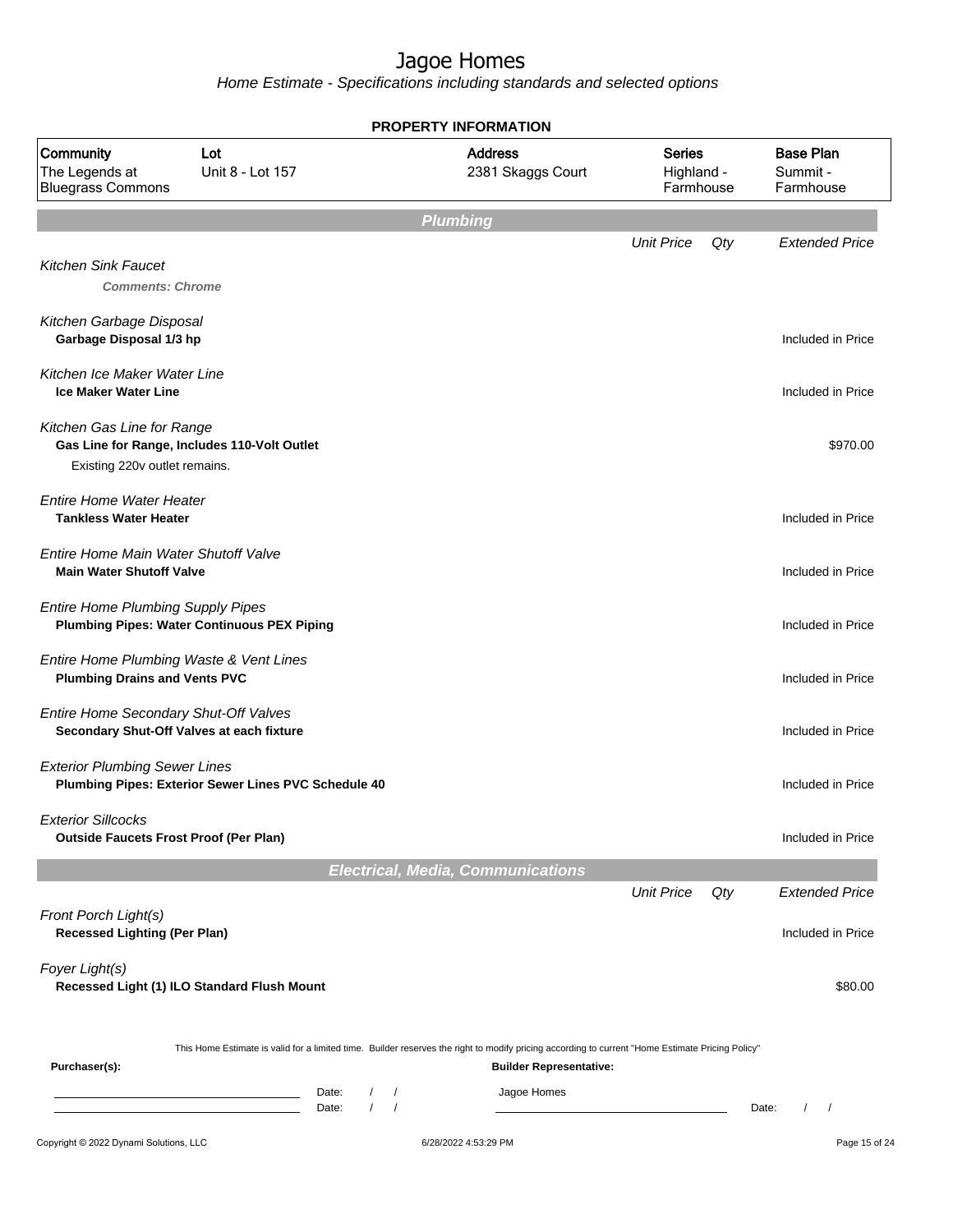# Jagoe Homes

Home Estimate - Specifications including standards and selected options

**PROPERTY INFORMATION**

| Community | Lot | Address | Series | Base Plan |
|---|---|---|---|---|
| The Legends at Bluegrass Commons | Unit 8 - Lot 157 | 2381 Skaggs Court | Highland - Farmhouse | Summit - Farmhouse |

## Plumbing

| | Unit Price | Qty | Extended Price |
|---|---|---|---|
| *Kitchen Sink Faucet* | | | |
| ***Comments: Chrome*** | | | |
| *Kitchen Garbage Disposal* | | | |
| **Garbage Disposal 1/3 hp** | | | Included in Price |
| *Kitchen Ice Maker Water Line* | | | |
| **Ice Maker Water Line** | | | Included in Price |
| *Kitchen Gas Line for Range* | | | |
| **Gas Line for Range, Includes 110-Volt Outlet** | | | $970.00 |
| Existing 220v outlet remains. | | | |
| *Entire Home Water Heater* | | | |
| **Tankless Water Heater** | | | Included in Price |
| *Entire Home Main Water Shutoff Valve* | | | |
| **Main Water Shutoff Valve** | | | Included in Price |
| *Entire Home Plumbing Supply Pipes* | | | |
| **Plumbing Pipes: Water Continuous PEX Piping** | | | Included in Price |
| *Entire Home Plumbing Waste & Vent Lines* | | | |
| **Plumbing Drains and Vents PVC** | | | Included in Price |
| *Entire Home Secondary Shut-Off Valves* | | | |
| **Secondary Shut-Off Valves at each fixture** | | | Included in Price |
| *Exterior Plumbing Sewer Lines* | | | |
| **Plumbing Pipes: Exterior Sewer Lines PVC Schedule 40** | | | Included in Price |
| *Exterior Sillcocks* | | | |
| **Outside Faucets Frost Proof (Per Plan)** | | | Included in Price |

## Electrical, Media, Communications

| | Unit Price | Qty | Extended Price |
|---|---|---|---|
| *Front Porch Light(s)* | | | |
| **Recessed Lighting (Per Plan)** | | | Included in Price |
| *Foyer Light(s)* | | | |
| **Recessed Light (1) ILO Standard Flush Mount** | | | $80.00 |

This Home Estimate is valid for a limited time. Builder reserves the right to modify pricing according to current "Home Estimate Pricing Policy"

**Purchaser(s):**

Date: / /

Date: / /

**Builder Representative:**

Jagoe Homes

Date: / /

Copyright © 2022 Dynami Solutions, LLC — 6/28/2022 4:53:29 PM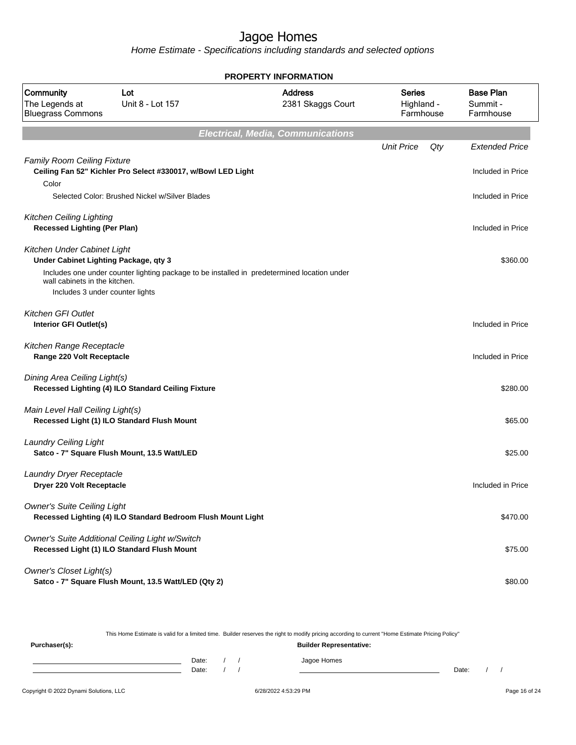# Jagoe Homes

*Home Estimate - Specifications including standards and selected options*

**PROPERTY INFORMATION**

| Community | Lot | Address | Series | Base Plan |
|---|---|---|---|---|
| The Legends at Bluegrass Commons | Unit 8 - Lot 157 | 2381 Skaggs Court | Highland - Farmhouse | Summit - Farmhouse |

## Electrical, Media, Communications

| | Unit Price | Qty | Extended Price |
|---|---|---|---|
| *Family Room Ceiling Fixture* | | | |
| **Ceiling Fan 52" Kichler Pro Select #330017, w/Bowl LED Light** | | | Included in Price |
| Color | | | |
| Selected Color: Brushed Nickel w/Silver Blades | | | Included in Price |
| *Kitchen Ceiling Lighting* | | | |
| **Recessed Lighting (Per Plan)** | | | Included in Price |
| *Kitchen Under Cabinet Light* | | | |
| **Under Cabinet Lighting Package, qty 3** | | | $360.00 |
| Includes one under counter lighting package to be installed in predetermined location under wall cabinets in the kitchen. Includes 3 under counter lights | | | |
| *Kitchen GFI Outlet* | | | |
| **Interior GFI Outlet(s)** | | | Included in Price |
| *Kitchen Range Receptacle* | | | |
| **Range 220 Volt Receptacle** | | | Included in Price |
| *Dining Area Ceiling Light(s)* | | | |
| **Recessed Lighting (4) ILO Standard Ceiling Fixture** | | | $280.00 |
| *Main Level Hall Ceiling Light(s)* | | | |
| **Recessed Light (1) ILO Standard Flush Mount** | | | $65.00 |
| *Laundry Ceiling Light* | | | |
| **Satco - 7" Square Flush Mount, 13.5 Watt/LED** | | | $25.00 |
| *Laundry Dryer Receptacle* | | | |
| **Dryer 220 Volt Receptacle** | | | Included in Price |
| *Owner's Suite Ceiling Light* | | | |
| **Recessed Lighting (4) ILO Standard Bedroom Flush Mount Light** | | | $470.00 |
| *Owner's Suite Additional Ceiling Light w/Switch* | | | |
| **Recessed Light (1) ILO Standard Flush Mount** | | | $75.00 |
| *Owner's Closet Light(s)* | | | |
| **Satco - 7" Square Flush Mount, 13.5 Watt/LED (Qty 2)** | | | $80.00 |

This Home Estimate is valid for a limited time. Builder reserves the right to modify pricing according to current "Home Estimate Pricing Policy"

**Purchaser(s):** **Builder Representative:**

Date: / / Jagoe Homes

Date: / / Date: / /

Copyright © 2022 Dynami Solutions, LLC 6/28/2022 4:53:29 PM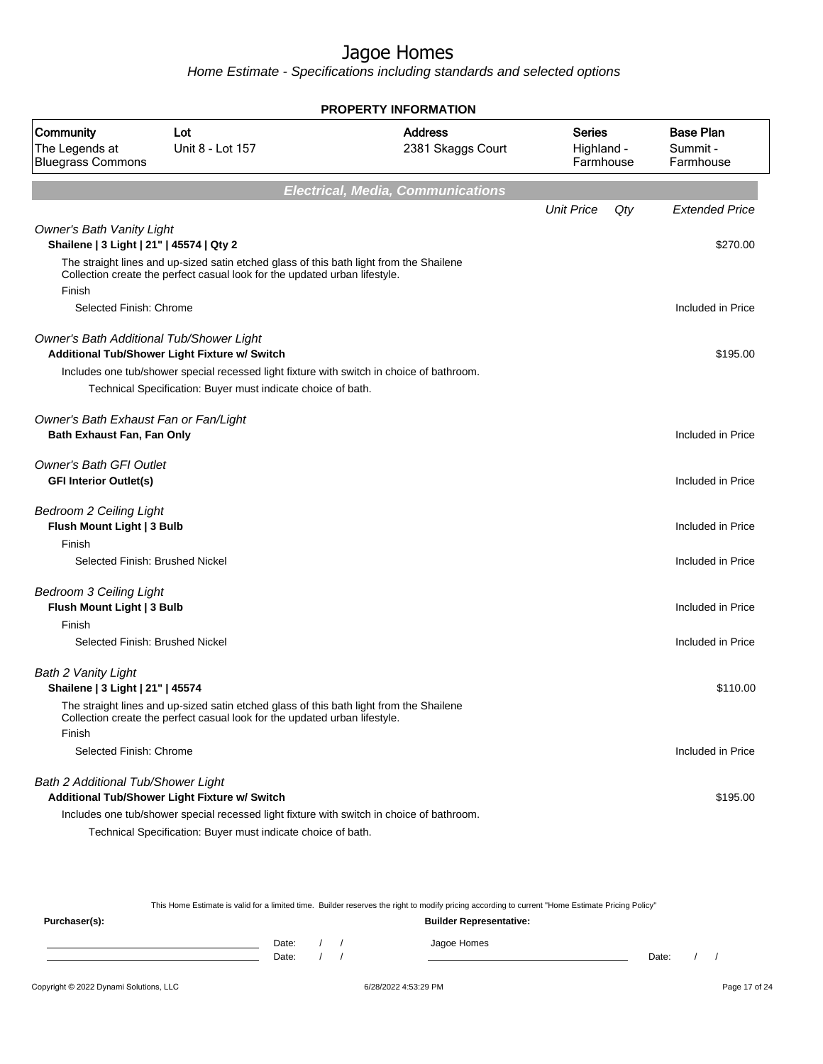# Jagoe Homes

Home Estimate - Specifications including standards and selected options

**PROPERTY INFORMATION**

| Community | Lot | Address | Series | Base Plan |
|---|---|---|---|---|
| The Legends at Bluegrass Commons | Unit 8 - Lot 157 | 2381 Skaggs Court | Highland - Farmhouse | Summit - Farmhouse |

## Electrical, Media, Communications

| | Unit Price | Qty | Extended Price |
|---|---|---|---|
| *Owner's Bath Vanity Light* | | | |
| **Shailene \| 3 Light \| 21" \| 45574 \| Qty 2** | | | $270.00 |
| The straight lines and up-sized satin etched glass of this bath light from the Shailene Collection create the perfect casual look for the updated urban lifestyle. | | | |
| Finish | | | |
| Selected Finish: Chrome | | | Included in Price |
| *Owner's Bath Additional Tub/Shower Light* | | | |
| **Additional Tub/Shower Light Fixture w/ Switch** | | | $195.00 |
| Includes one tub/shower special recessed light fixture with switch in choice of bathroom. | | | |
| Technical Specification: Buyer must indicate choice of bath. | | | |
| *Owner's Bath Exhaust Fan or Fan/Light* | | | |
| **Bath Exhaust Fan, Fan Only** | | | Included in Price |
| *Owner's Bath GFI Outlet* | | | |
| **GFI Interior Outlet(s)** | | | Included in Price |
| *Bedroom 2 Ceiling Light* | | | |
| **Flush Mount Light \| 3 Bulb** | | | Included in Price |
| Finish | | | |
| Selected Finish: Brushed Nickel | | | Included in Price |
| *Bedroom 3 Ceiling Light* | | | |
| **Flush Mount Light \| 3 Bulb** | | | Included in Price |
| Finish | | | |
| Selected Finish: Brushed Nickel | | | Included in Price |
| *Bath 2 Vanity Light* | | | |
| **Shailene \| 3 Light \| 21" \| 45574** | | | $110.00 |
| The straight lines and up-sized satin etched glass of this bath light from the Shailene Collection create the perfect casual look for the updated urban lifestyle. | | | |
| Finish | | | |
| Selected Finish: Chrome | | | Included in Price |
| *Bath 2 Additional Tub/Shower Light* | | | |
| **Additional Tub/Shower Light Fixture w/ Switch** | | | $195.00 |
| Includes one tub/shower special recessed light fixture with switch in choice of bathroom. | | | |
| Technical Specification: Buyer must indicate choice of bath. | | | |

This Home Estimate is valid for a limited time. Builder reserves the right to modify pricing according to current "Home Estimate Pricing Policy"

**Purchaser(s):**

Date: / /

Date: / /

**Builder Representative:**

Jagoe Homes

Date: / /

Copyright © 2022 Dynami Solutions, LLC — 6/28/2022 4:53:29 PM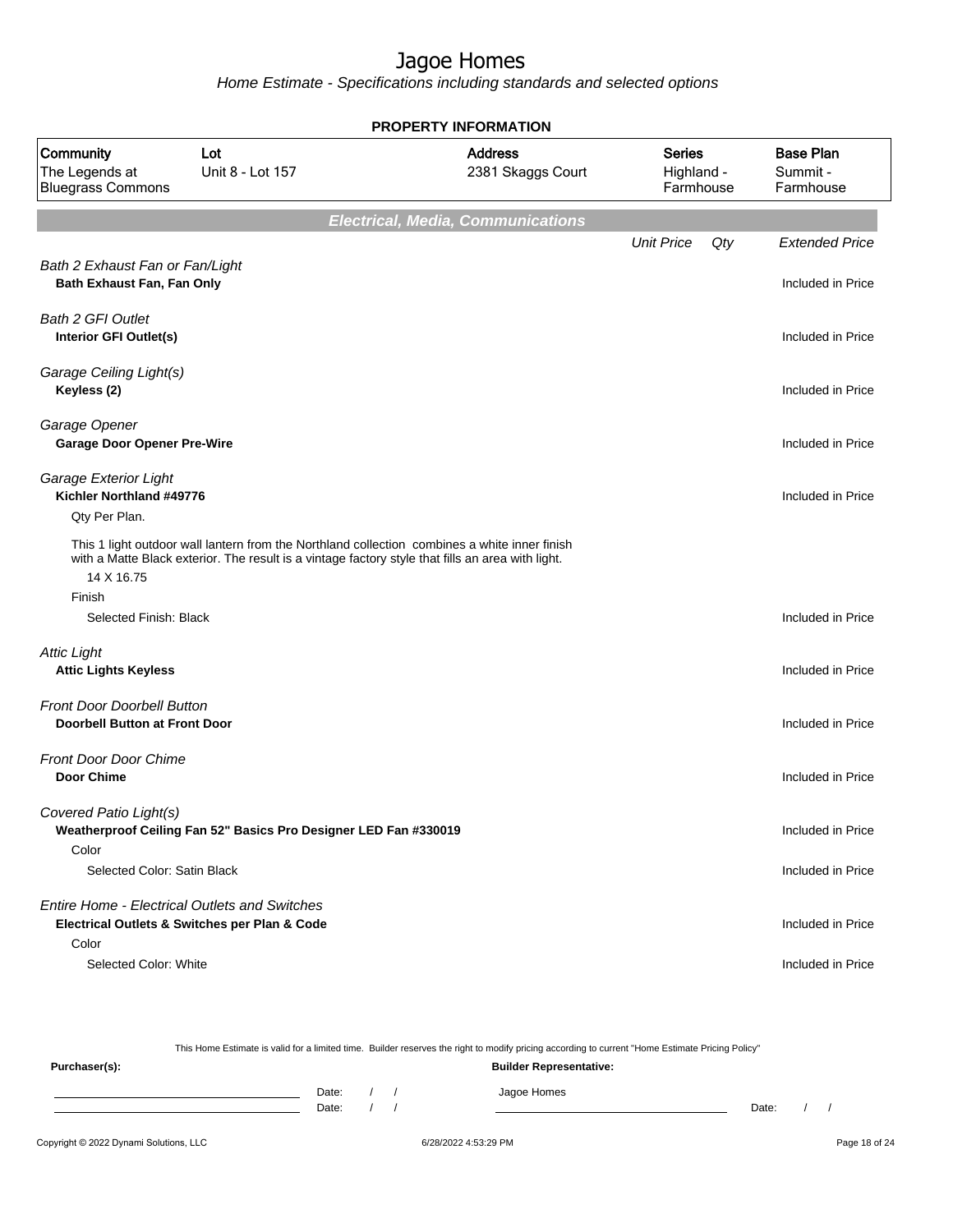# Jagoe Homes

*Home Estimate - Specifications including standards and selected options*

**PROPERTY INFORMATION**

| Community | Lot | Address | Series | Base Plan |
|---|---|---|---|---|
| The Legends at Bluegrass Commons | Unit 8 - Lot 157 | 2381 Skaggs Court | Highland - Farmhouse | Summit - Farmhouse |

## *Electrical, Media, Communications*

| | Unit Price | Qty | Extended Price |
|---|---|---|---|
| *Bath 2 Exhaust Fan or Fan/Light* | | | |
| **Bath Exhaust Fan, Fan Only** | | | Included in Price |
| *Bath 2 GFI Outlet* | | | |
| **Interior GFI Outlet(s)** | | | Included in Price |
| *Garage Ceiling Light(s)* | | | |
| **Keyless (2)** | | | Included in Price |
| *Garage Opener* | | | |
| **Garage Door Opener Pre-Wire** | | | Included in Price |
| *Garage Exterior Light* | | | |
| **Kichler Northland #49776** | | | Included in Price |
| Qty Per Plan. | | | |
| This 1 light outdoor wall lantern from the Northland collection combines a white inner finish with a Matte Black exterior. The result is a vintage factory style that fills an area with light. | | | |
| 14 X 16.75 | | | |
| Finish | | | |
| Selected Finish: Black | | | Included in Price |
| *Attic Light* | | | |
| **Attic Lights Keyless** | | | Included in Price |
| *Front Door Doorbell Button* | | | |
| **Doorbell Button at Front Door** | | | Included in Price |
| *Front Door Door Chime* | | | |
| **Door Chime** | | | Included in Price |
| *Covered Patio Light(s)* | | | |
| **Weatherproof Ceiling Fan 52" Basics Pro Designer LED Fan #330019** | | | Included in Price |
| Color | | | |
| Selected Color: Satin Black | | | Included in Price |
| *Entire Home - Electrical Outlets and Switches* | | | |
| **Electrical Outlets & Switches per Plan & Code** | | | Included in Price |
| Color | | | |
| Selected Color: White | | | Included in Price |

This Home Estimate is valid for a limited time. Builder reserves the right to modify pricing according to current "Home Estimate Pricing Policy"

**Purchaser(s):** Date: / / Date: / /

**Builder Representative:** Jagoe Homes Date: / /

Copyright © 2022 Dynami Solutions, LLC — 6/28/2022 4:53:29 PM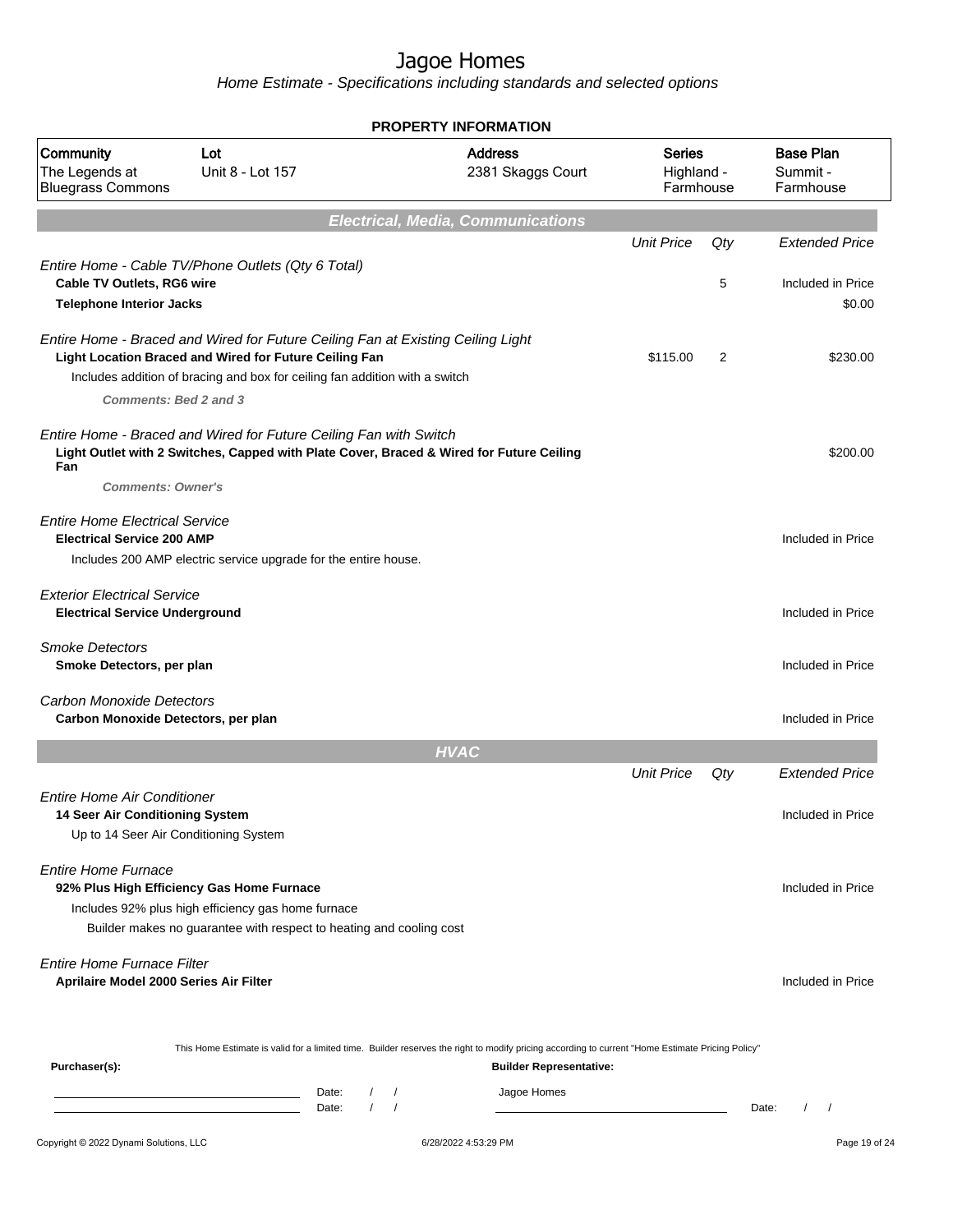# Jagoe Homes

Home Estimate - Specifications including standards and selected options

**PROPERTY INFORMATION**

| Community | Lot | Address | Series | Base Plan |
|---|---|---|---|---|
| The Legends at Bluegrass Commons | Unit 8 - Lot 157 | 2381 Skaggs Court | Highland - Farmhouse | Summit - Farmhouse |

## Electrical, Media, Communications

| | Unit Price | Qty | Extended Price |
|---|---|---|---|
| *Entire Home - Cable TV/Phone Outlets (Qty 6 Total)* | | | |
| **Cable TV Outlets, RG6 wire** | | 5 | Included in Price |
| **Telephone Interior Jacks** | | | $0.00 |
| *Entire Home - Braced and Wired for Future Ceiling Fan at Existing Ceiling Light* | | | |
| **Light Location Braced and Wired for Future Ceiling Fan** | $115.00 | 2 | $230.00 |
| Includes addition of bracing and box for ceiling fan addition with a switch | | | |
| ***Comments: Bed 2 and 3*** | | | |
| *Entire Home - Braced and Wired for Future Ceiling Fan with Switch* | | | |
| **Light Outlet with 2 Switches, Capped with Plate Cover, Braced & Wired for Future Ceiling Fan** | | | $200.00 |
| ***Comments: Owner's*** | | | |
| *Entire Home Electrical Service* | | | |
| **Electrical Service 200 AMP** | | | Included in Price |
| Includes 200 AMP electric service upgrade for the entire house. | | | |
| *Exterior Electrical Service* | | | |
| **Electrical Service Underground** | | | Included in Price |
| *Smoke Detectors* | | | |
| **Smoke Detectors, per plan** | | | Included in Price |
| *Carbon Monoxide Detectors* | | | |
| **Carbon Monoxide Detectors, per plan** | | | Included in Price |

## HVAC

| | Unit Price | Qty | Extended Price |
|---|---|---|---|
| *Entire Home Air Conditioner* | | | |
| **14 Seer Air Conditioning System** | | | Included in Price |
| Up to 14 Seer Air Conditioning System | | | |
| *Entire Home Furnace* | | | |
| **92% Plus High Efficiency Gas Home Furnace** | | | Included in Price |
| Includes 92% plus high efficiency gas home furnace | | | |
| Builder makes no guarantee with respect to heating and cooling cost | | | |
| *Entire Home Furnace Filter* | | | |
| **Aprilaire Model 2000 Series Air Filter** | | | Included in Price |

This Home Estimate is valid for a limited time. Builder reserves the right to modify pricing according to current "Home Estimate Pricing Policy"

**Purchaser(s):**

Date: / /

Date: / /

**Builder Representative:**

Jagoe Homes

Date: / /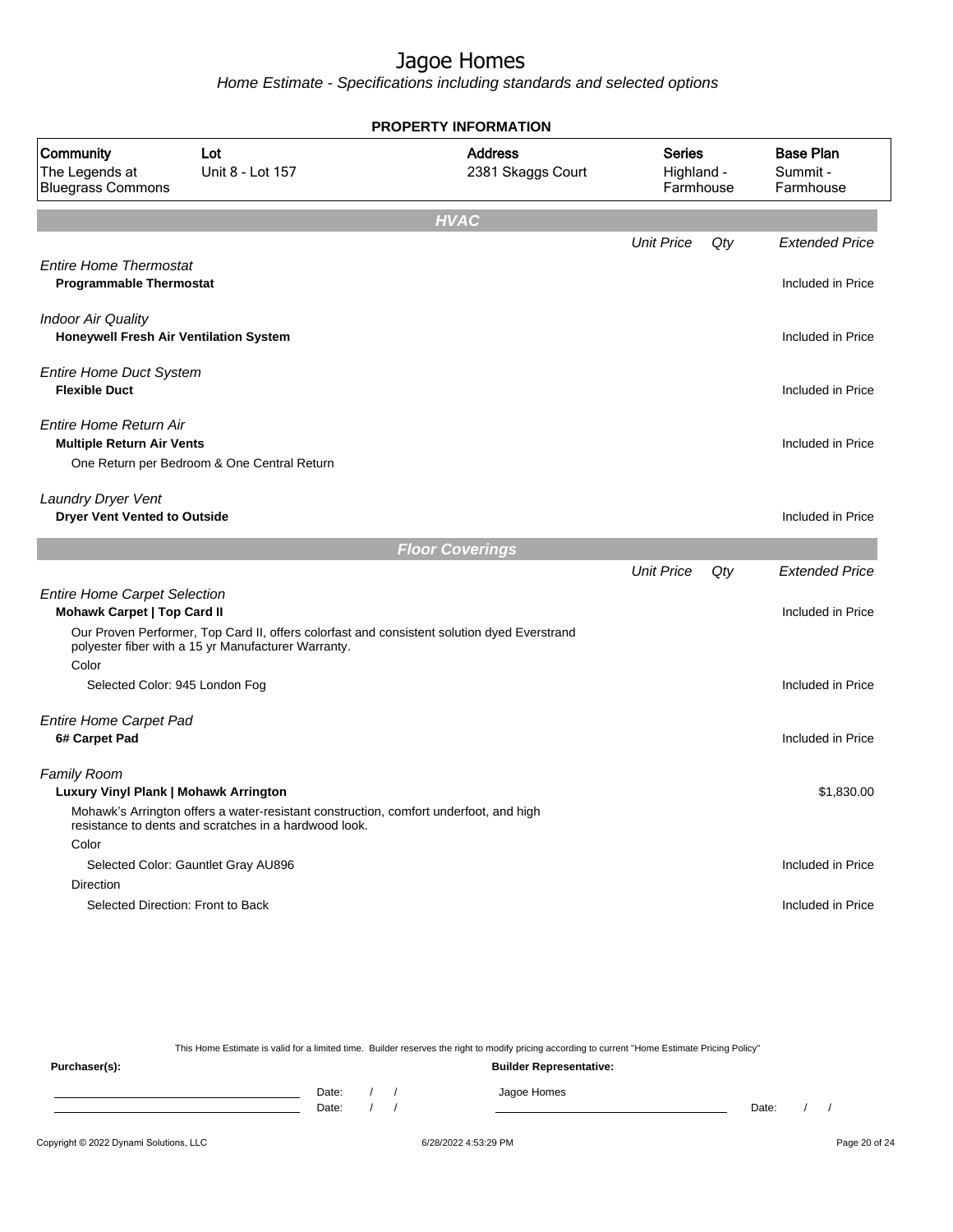# Jagoe Homes

Home Estimate - Specifications including standards and selected options

## PROPERTY INFORMATION

| Community | Lot | Address | Series | Base Plan |
|---|---|---|---|---|
| The Legends at Bluegrass Commons | Unit 8 - Lot 157 | 2381 Skaggs Court | Highland - Farmhouse | Summit - Farmhouse |

## HVAC

| | Unit Price | Qty | Extended Price |
|---|---|---|---|
| *Entire Home Thermostat* | | | |
| **Programmable Thermostat** | | | Included in Price |
| *Indoor Air Quality* | | | |
| **Honeywell Fresh Air Ventilation System** | | | Included in Price |
| *Entire Home Duct System* | | | |
| **Flexible Duct** | | | Included in Price |
| *Entire Home Return Air* | | | |
| **Multiple Return Air Vents** | | | Included in Price |
| One Return per Bedroom & One Central Return | | | |
| *Laundry Dryer Vent* | | | |
| **Dryer Vent Vented to Outside** | | | Included in Price |

## Floor Coverings

| | Unit Price | Qty | Extended Price |
|---|---|---|---|
| *Entire Home Carpet Selection* | | | |
| **Mohawk Carpet \| Top Card II** | | | Included in Price |
| Our Proven Performer, Top Card II, offers colorfast and consistent solution dyed Everstrand polyester fiber with a 15 yr Manufacturer Warranty. | | | |
| Color | | | |
| Selected Color: 945 London Fog | | | Included in Price |
| *Entire Home Carpet Pad* | | | |
| **6# Carpet Pad** | | | Included in Price |
| *Family Room* | | | |
| **Luxury Vinyl Plank \| Mohawk Arrington** | | | $1,830.00 |
| Mohawk's Arrington offers a water-resistant construction, comfort underfoot, and high resistance to dents and scratches in a hardwood look. | | | |
| Color | | | |
| Selected Color: Gauntlet Gray AU896 | | | Included in Price |
| Direction | | | |
| Selected Direction: Front to Back | | | Included in Price |

This Home Estimate is valid for a limited time. Builder reserves the right to modify pricing according to current "Home Estimate Pricing Policy"

**Purchaser(s):**

Date: / /

Date: / /

**Builder Representative:**

Jagoe Homes

Date: / /

Copyright © 2022 Dynami Solutions, LLC    6/28/2022 4:53:29 PM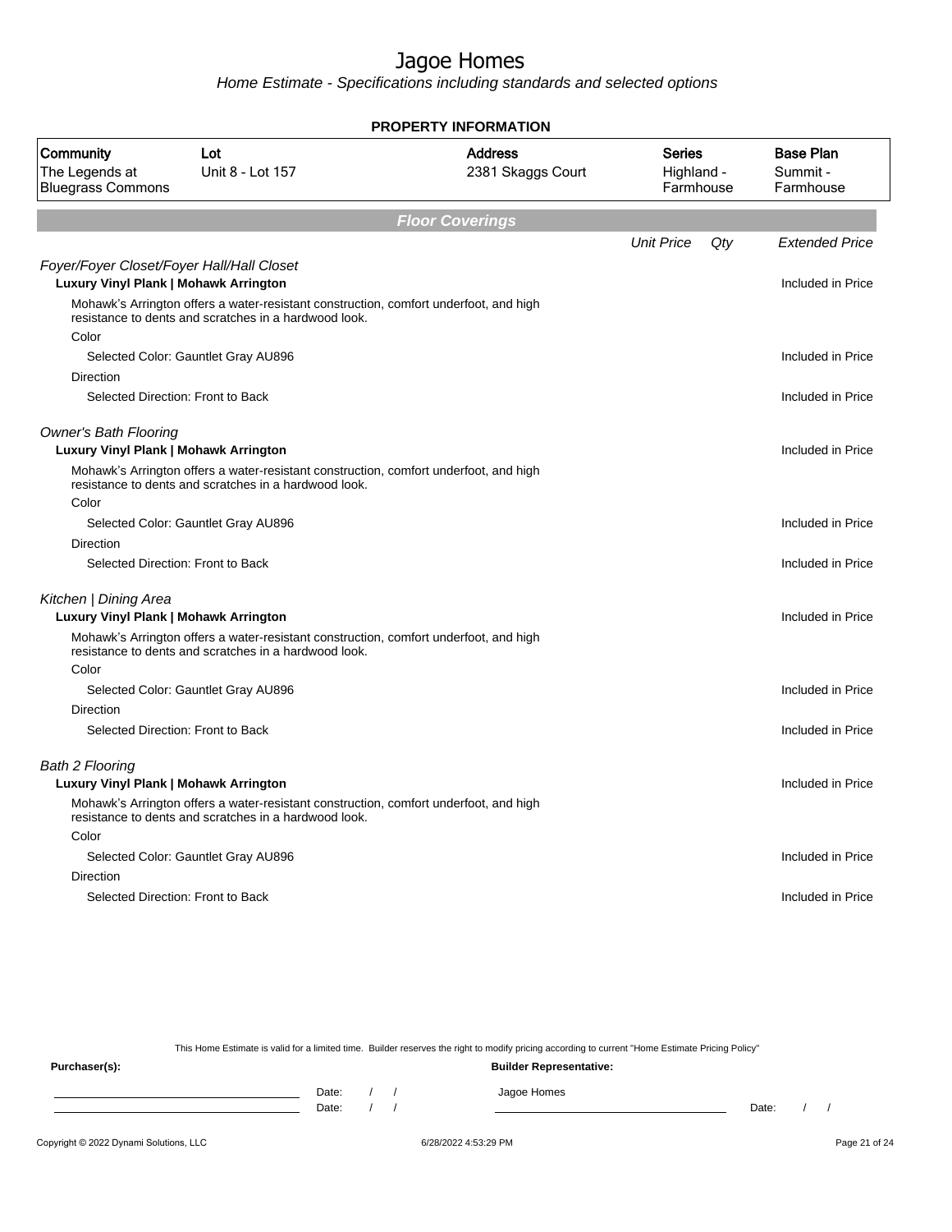# Jagoe Homes

*Home Estimate - Specifications including standards and selected options*

**PROPERTY INFORMATION**

| Community | Lot | Address | Series | Base Plan |
|---|---|---|---|---|
| The Legends at Bluegrass Commons | Unit 8 - Lot 157 | 2381 Skaggs Court | Highland - Farmhouse | Summit - Farmhouse |

## Floor Coverings

| | Unit Price | Qty | Extended Price |
|---|---|---|---|
| *Foyer/Foyer Closet/Foyer Hall/Hall Closet* | | | |
| **Luxury Vinyl Plank \| Mohawk Arrington** | | | Included in Price |
| Mohawk's Arrington offers a water-resistant construction, comfort underfoot, and high resistance to dents and scratches in a hardwood look. | | | |
| Color | | | |
| Selected Color: Gauntlet Gray AU896 | | | Included in Price |
| Direction | | | |
| Selected Direction: Front to Back | | | Included in Price |
| *Owner's Bath Flooring* | | | |
| **Luxury Vinyl Plank \| Mohawk Arrington** | | | Included in Price |
| Mohawk's Arrington offers a water-resistant construction, comfort underfoot, and high resistance to dents and scratches in a hardwood look. | | | |
| Color | | | |
| Selected Color: Gauntlet Gray AU896 | | | Included in Price |
| Direction | | | |
| Selected Direction: Front to Back | | | Included in Price |
| *Kitchen \| Dining Area* | | | |
| **Luxury Vinyl Plank \| Mohawk Arrington** | | | Included in Price |
| Mohawk's Arrington offers a water-resistant construction, comfort underfoot, and high resistance to dents and scratches in a hardwood look. | | | |
| Color | | | |
| Selected Color: Gauntlet Gray AU896 | | | Included in Price |
| Direction | | | |
| Selected Direction: Front to Back | | | Included in Price |
| *Bath 2 Flooring* | | | |
| **Luxury Vinyl Plank \| Mohawk Arrington** | | | Included in Price |
| Mohawk's Arrington offers a water-resistant construction, comfort underfoot, and high resistance to dents and scratches in a hardwood look. | | | |
| Color | | | |
| Selected Color: Gauntlet Gray AU896 | | | Included in Price |
| Direction | | | |
| Selected Direction: Front to Back | | | Included in Price |

This Home Estimate is valid for a limited time. Builder reserves the right to modify pricing according to current "Home Estimate Pricing Policy"

**Purchaser(s):** **Builder Representative:**

______________________ Date: / /  Jagoe Homes

______________________ Date: / /  ______________________ Date: / /

Copyright © 2022 Dynami Solutions, LLC 6/28/2022 4:53:29 PM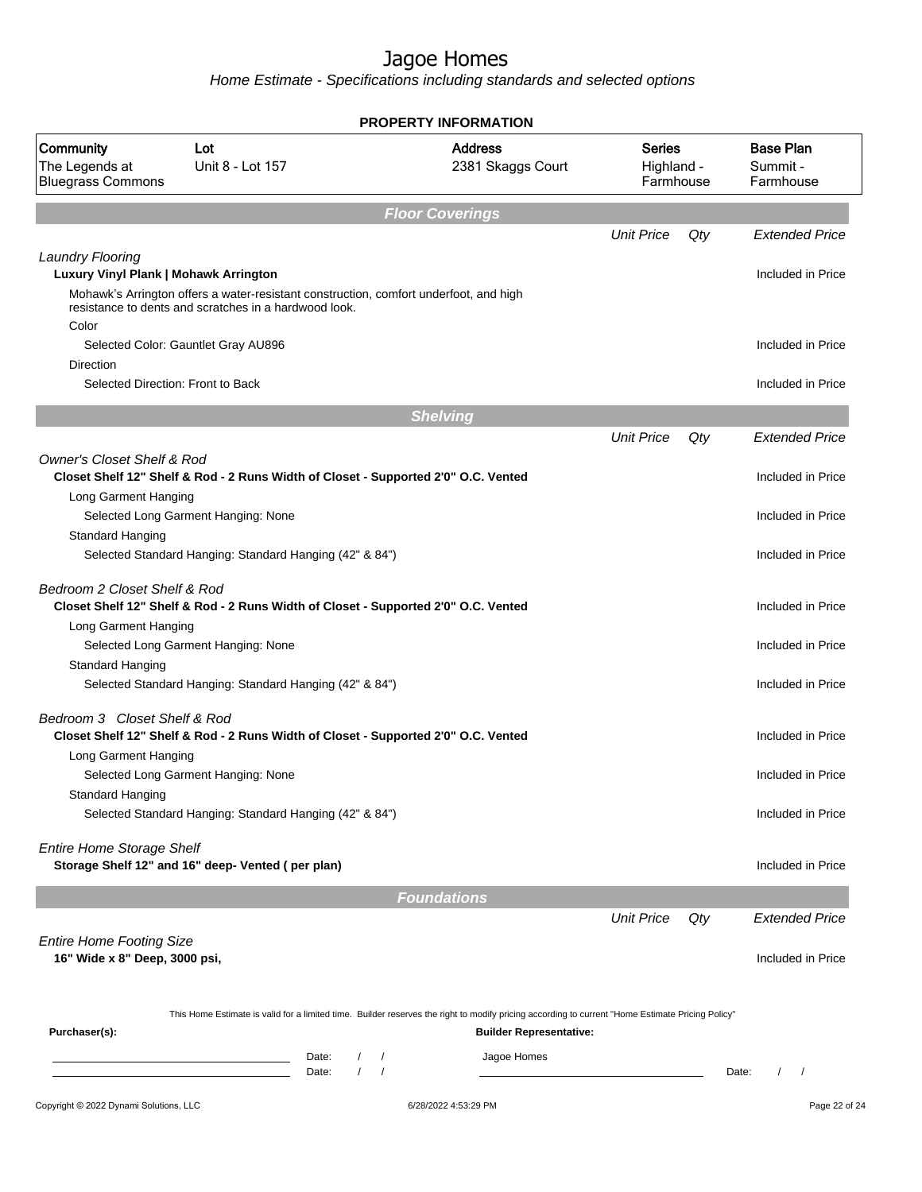# Jagoe Homes

*Home Estimate - Specifications including standards and selected options*

**PROPERTY INFORMATION**

| Community | Lot | Address | Series | Base Plan |
|---|---|---|---|---|
| The Legends at Bluegrass Commons | Unit 8 - Lot 157 | 2381 Skaggs Court | Highland - Farmhouse | Summit - Farmhouse |

## Floor Coverings

| | Unit Price | Qty | Extended Price |
|---|---|---|---|
| *Laundry Flooring* | | | |
| **Luxury Vinyl Plank \| Mohawk Arrington** | | | Included in Price |
| Mohawk's Arrington offers a water-resistant construction, comfort underfoot, and high resistance to dents and scratches in a hardwood look. | | | |
| Color | | | |
| Selected Color: Gauntlet Gray AU896 | | | Included in Price |
| Direction | | | |
| Selected Direction: Front to Back | | | Included in Price |

## Shelving

| | Unit Price | Qty | Extended Price |
|---|---|---|---|
| *Owner's Closet Shelf & Rod* | | | |
| **Closet Shelf 12" Shelf & Rod - 2 Runs Width of Closet - Supported 2'0" O.C. Vented** | | | Included in Price |
| Long Garment Hanging | | | |
| Selected Long Garment Hanging: None | | | Included in Price |
| Standard Hanging | | | |
| Selected Standard Hanging: Standard Hanging (42" & 84") | | | Included in Price |
| *Bedroom 2 Closet Shelf & Rod* | | | |
| **Closet Shelf 12" Shelf & Rod - 2 Runs Width of Closet - Supported 2'0" O.C. Vented** | | | Included in Price |
| Long Garment Hanging | | | |
| Selected Long Garment Hanging: None | | | Included in Price |
| Standard Hanging | | | |
| Selected Standard Hanging: Standard Hanging (42" & 84") | | | Included in Price |
| *Bedroom 3 Closet Shelf & Rod* | | | |
| **Closet Shelf 12" Shelf & Rod - 2 Runs Width of Closet - Supported 2'0" O.C. Vented** | | | Included in Price |
| Long Garment Hanging | | | |
| Selected Long Garment Hanging: None | | | Included in Price |
| Standard Hanging | | | |
| Selected Standard Hanging: Standard Hanging (42" & 84") | | | Included in Price |
| *Entire Home Storage Shelf* | | | |
| **Storage Shelf 12" and 16" deep- Vented ( per plan)** | | | Included in Price |

## Foundations

| | Unit Price | Qty | Extended Price |
|---|---|---|---|
| *Entire Home Footing Size* | | | |
| **16" Wide x 8" Deep, 3000 psi,** | | | Included in Price |

This Home Estimate is valid for a limited time. Builder reserves the right to modify pricing according to current "Home Estimate Pricing Policy"

**Purchaser(s):**

Date: / /

Date: / /

**Builder Representative:**

Jagoe Homes

Date: / /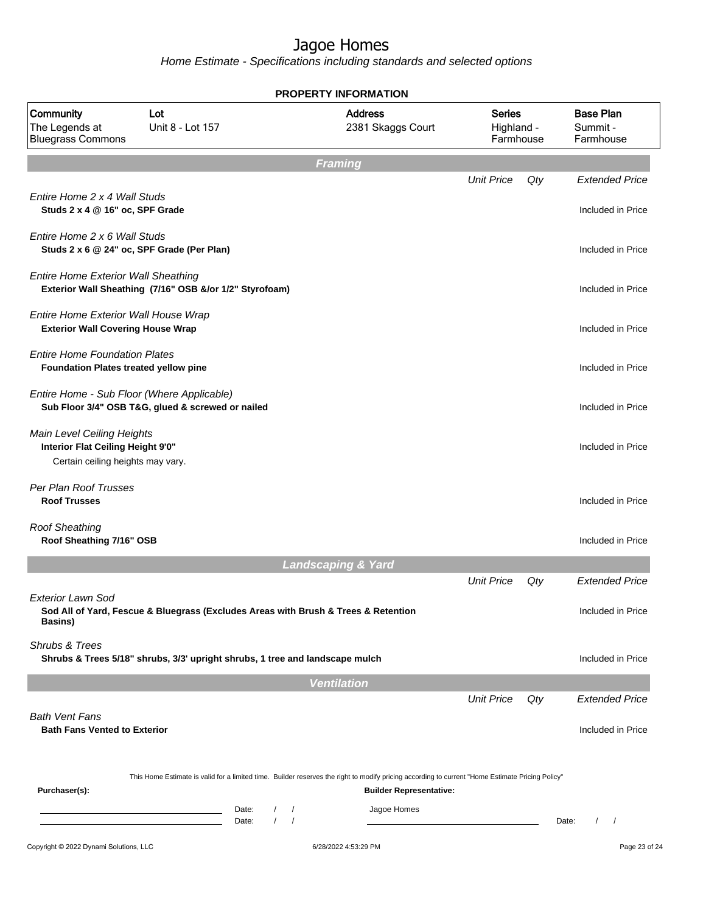# Jagoe Homes

*Home Estimate - Specifications including standards and selected options*

## PROPERTY INFORMATION

| Community | Lot | Address | Series | Base Plan |
|---|---|---|---|---|
| The Legends at Bluegrass Commons | Unit 8 - Lot 157 | 2381 Skaggs Court | Highland - Farmhouse | Summit - Farmhouse |

## Framing

| | Unit Price | Qty | Extended Price |
|---|---|---|---|
| *Entire Home 2 x 4 Wall Studs*<br>**Studs 2 x 4 @ 16" oc, SPF Grade** | | | Included in Price |
| *Entire Home 2 x 6 Wall Studs*<br>**Studs 2 x 6 @ 24" oc, SPF Grade (Per Plan)** | | | Included in Price |
| *Entire Home Exterior Wall Sheathing*<br>**Exterior Wall Sheathing (7/16" OSB &/or 1/2" Styrofoam)** | | | Included in Price |
| *Entire Home Exterior Wall House Wrap*<br>**Exterior Wall Covering House Wrap** | | | Included in Price |
| *Entire Home Foundation Plates*<br>**Foundation Plates treated yellow pine** | | | Included in Price |
| *Entire Home - Sub Floor (Where Applicable)*<br>**Sub Floor 3/4" OSB T&G, glued & screwed or nailed** | | | Included in Price |
| *Main Level Ceiling Heights*<br>**Interior Flat Ceiling Height 9'0"**<br>Certain ceiling heights may vary. | | | Included in Price |
| *Per Plan Roof Trusses*<br>**Roof Trusses** | | | Included in Price |
| *Roof Sheathing*<br>**Roof Sheathing 7/16" OSB** | | | Included in Price |

## Landscaping & Yard

| | Unit Price | Qty | Extended Price |
|---|---|---|---|
| *Exterior Lawn Sod*<br>**Sod All of Yard, Fescue & Bluegrass (Excludes Areas with Brush & Trees & Retention Basins)** | | | Included in Price |
| *Shrubs & Trees*<br>**Shrubs & Trees 5/18" shrubs, 3/3' upright shrubs, 1 tree and landscape mulch** | | | Included in Price |

## Ventilation

| | Unit Price | Qty | Extended Price |
|---|---|---|---|
| *Bath Vent Fans*<br>**Bath Fans Vented to Exterior** | | | Included in Price |

This Home Estimate is valid for a limited time. Builder reserves the right to modify pricing according to current "Home Estimate Pricing Policy"

**Purchaser(s):**

Date: / /

Date: / /

**Builder Representative:**

Jagoe Homes

Date: / /

Copyright © 2022 Dynami Solutions, LLC — 6/28/2022 4:53:29 PM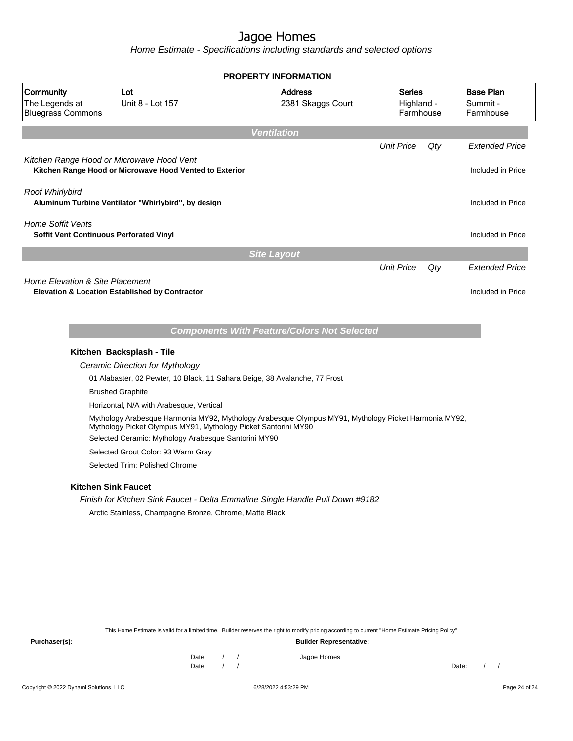# Jagoe Homes

*Home Estimate - Specifications including standards and selected options*

**PROPERTY INFORMATION**

| Community | Lot | Address | Series | Base Plan |
|---|---|---|---|---|
| The Legends at Bluegrass Commons | Unit 8 - Lot 157 | 2381 Skaggs Court | Highland - Farmhouse | Summit - Farmhouse |

## Ventilation

| | Unit Price | Qty | Extended Price |
|---|---|---|---|
| *Kitchen Range Hood or Microwave Hood Vent* | | | |
| **Kitchen Range Hood or Microwave Hood Vented to Exterior** | | | Included in Price |
| *Roof Whirlybird* | | | |
| **Aluminum Turbine Ventilator "Whirlybird", by design** | | | Included in Price |
| *Home Soffit Vents* | | | |
| **Soffit Vent Continuous Perforated Vinyl** | | | Included in Price |

## Site Layout

| | Unit Price | Qty | Extended Price |
|---|---|---|---|
| *Home Elevation & Site Placement* | | | |
| **Elevation & Location Established by Contractor** | | | Included in Price |

## Components With Feature/Colors Not Selected

### Kitchen Backsplash - Tile

*Ceramic Direction for Mythology*

01 Alabaster, 02 Pewter, 10 Black, 11 Sahara Beige, 38 Avalanche, 77 Frost

Brushed Graphite

Horizontal, N/A with Arabesque, Vertical

Mythology Arabesque Harmonia MY92, Mythology Arabesque Olympus MY91, Mythology Picket Harmonia MY92, Mythology Picket Olympus MY91, Mythology Picket Santorini MY90

Selected Ceramic: Mythology Arabesque Santorini MY90

Selected Grout Color: 93 Warm Gray

Selected Trim: Polished Chrome

### Kitchen Sink Faucet

*Finish for Kitchen Sink Faucet - Delta Emmaline Single Handle Pull Down #9182*

Arctic Stainless, Champagne Bronze, Chrome, Matte Black

This Home Estimate is valid for a limited time. Builder reserves the right to modify pricing according to current "Home Estimate Pricing Policy"

**Purchaser(s):**

Date: / /

Date: / /

**Builder Representative:**

Jagoe Homes

Date: / /

Copyright © 2022 Dynami Solutions, LLC

6/28/2022 4:53:29 PM